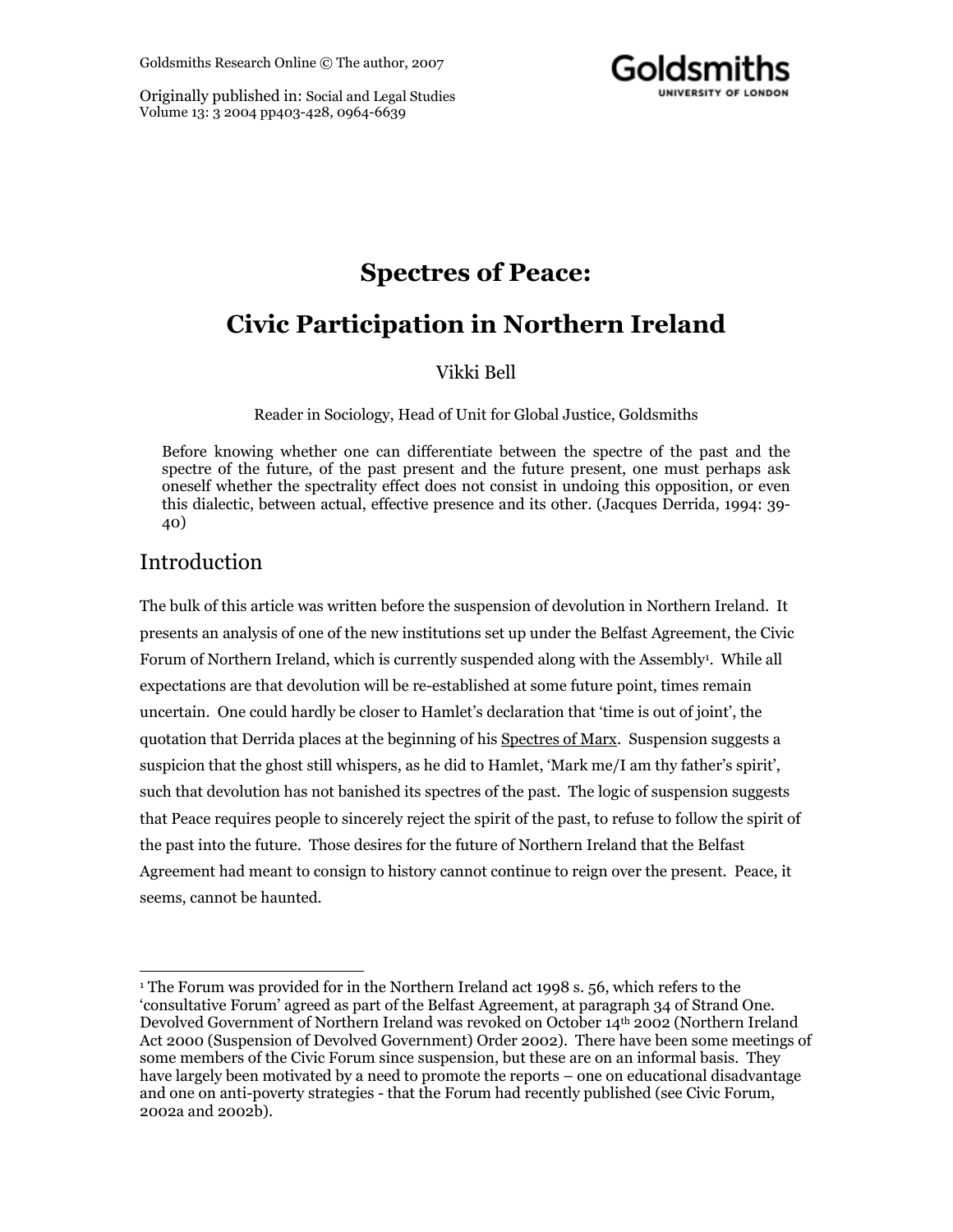Goldsmiths Research Online © The author, 2007

Originally published in: Social and Legal Studies
Volume 13: 3 2004 pp403-428, 0964-6639

Goldsmiths
UNIVERSITY OF LONDON

# Spectres of Peace:

# Civic Participation in Northern Ireland

Vikki Bell

Reader in Sociology, Head of Unit for Global Justice, Goldsmiths

> Before knowing whether one can differentiate between the spectre of the past and the spectre of the future, of the past present and the future present, one must perhaps ask oneself whether the spectrality effect does not consist in undoing this opposition, or even this dialectic, between actual, effective presence and its other. (Jacques Derrida, 1994: 39-40)

## Introduction

The bulk of this article was written before the suspension of devolution in Northern Ireland. It presents an analysis of one of the new institutions set up under the Belfast Agreement, the Civic Forum of Northern Ireland, which is currently suspended along with the Assembly[1]. While all expectations are that devolution will be re-established at some future point, times remain uncertain. One could hardly be closer to Hamlet's declaration that 'time is out of joint', the quotation that Derrida places at the beginning of his Spectres of Marx. Suspension suggests a suspicion that the ghost still whispers, as he did to Hamlet, 'Mark me/I am thy father's spirit', such that devolution has not banished its spectres of the past. The logic of suspension suggests that Peace requires people to sincerely reject the spirit of the past, to refuse to follow the spirit of the past into the future. Those desires for the future of Northern Ireland that the Belfast Agreement had meant to consign to history cannot continue to reign over the present. Peace, it seems, cannot be haunted.

---

[1] The Forum was provided for in the Northern Ireland act 1998 s. 56, which refers to the 'consultative Forum' agreed as part of the Belfast Agreement, at paragraph 34 of Strand One. Devolved Government of Northern Ireland was revoked on October 14th 2002 (Northern Ireland Act 2000 (Suspension of Devolved Government) Order 2002). There have been some meetings of some members of the Civic Forum since suspension, but these are on an informal basis. They have largely been motivated by a need to promote the reports – one on educational disadvantage and one on anti-poverty strategies - that the Forum had recently published (see Civic Forum, 2002a and 2002b).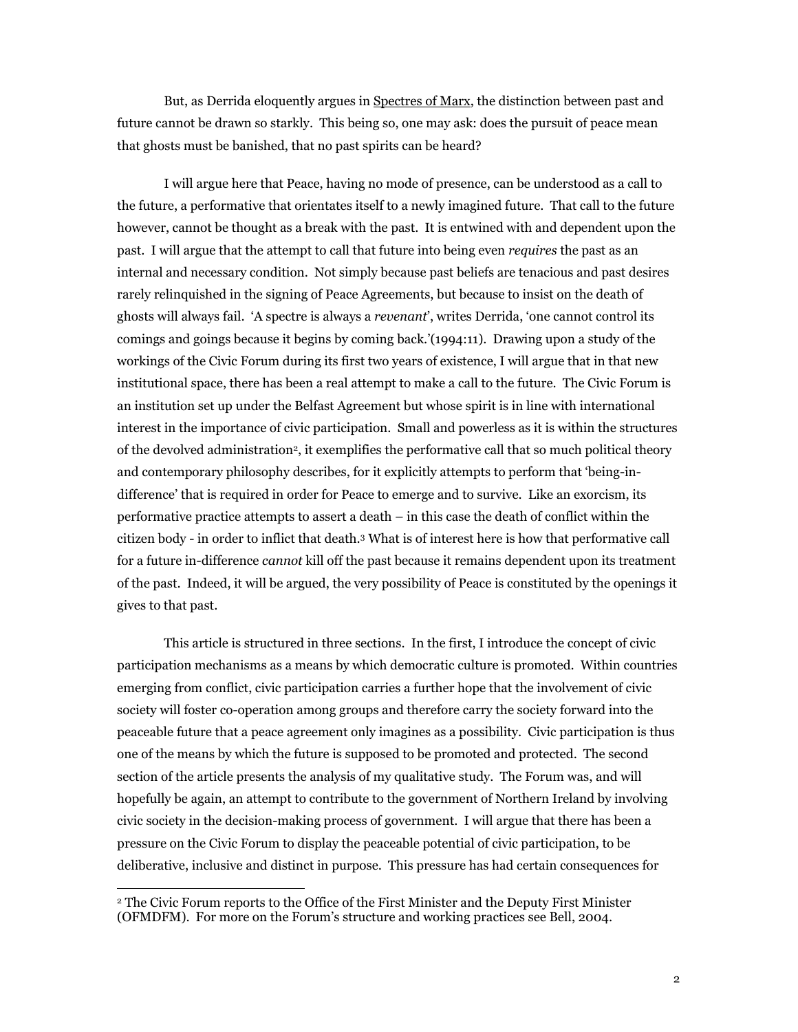But, as Derrida eloquently argues in Spectres of Marx, the distinction between past and future cannot be drawn so starkly. This being so, one may ask: does the pursuit of peace mean that ghosts must be banished, that no past spirits can be heard?

I will argue here that Peace, having no mode of presence, can be understood as a call to the future, a performative that orientates itself to a newly imagined future. That call to the future however, cannot be thought as a break with the past. It is entwined with and dependent upon the past. I will argue that the attempt to call that future into being even *requires* the past as an internal and necessary condition. Not simply because past beliefs are tenacious and past desires rarely relinquished in the signing of Peace Agreements, but because to insist on the death of ghosts will always fail. 'A spectre is always a *revenant*', writes Derrida, 'one cannot control its comings and goings because it begins by coming back.'(1994:11). Drawing upon a study of the workings of the Civic Forum during its first two years of existence, I will argue that in that new institutional space, there has been a real attempt to make a call to the future. The Civic Forum is an institution set up under the Belfast Agreement but whose spirit is in line with international interest in the importance of civic participation. Small and powerless as it is within the structures of the devolved administration[2], it exemplifies the performative call that so much political theory and contemporary philosophy describes, for it explicitly attempts to perform that 'being-in-difference' that is required in order for Peace to emerge and to survive. Like an exorcism, its performative practice attempts to assert a death – in this case the death of conflict within the citizen body - in order to inflict that death.[3] What is of interest here is how that performative call for a future in-difference *cannot* kill off the past because it remains dependent upon its treatment of the past. Indeed, it will be argued, the very possibility of Peace is constituted by the openings it gives to that past.

This article is structured in three sections. In the first, I introduce the concept of civic participation mechanisms as a means by which democratic culture is promoted. Within countries emerging from conflict, civic participation carries a further hope that the involvement of civic society will foster co-operation among groups and therefore carry the society forward into the peaceable future that a peace agreement only imagines as a possibility. Civic participation is thus one of the means by which the future is supposed to be promoted and protected. The second section of the article presents the analysis of my qualitative study. The Forum was, and will hopefully be again, an attempt to contribute to the government of Northern Ireland by involving civic society in the decision-making process of government. I will argue that there has been a pressure on the Civic Forum to display the peaceable potential of civic participation, to be deliberative, inclusive and distinct in purpose. This pressure has had certain consequences for

---

[2] The Civic Forum reports to the Office of the First Minister and the Deputy First Minister (OFMDFM). For more on the Forum's structure and working practices see Bell, 2004.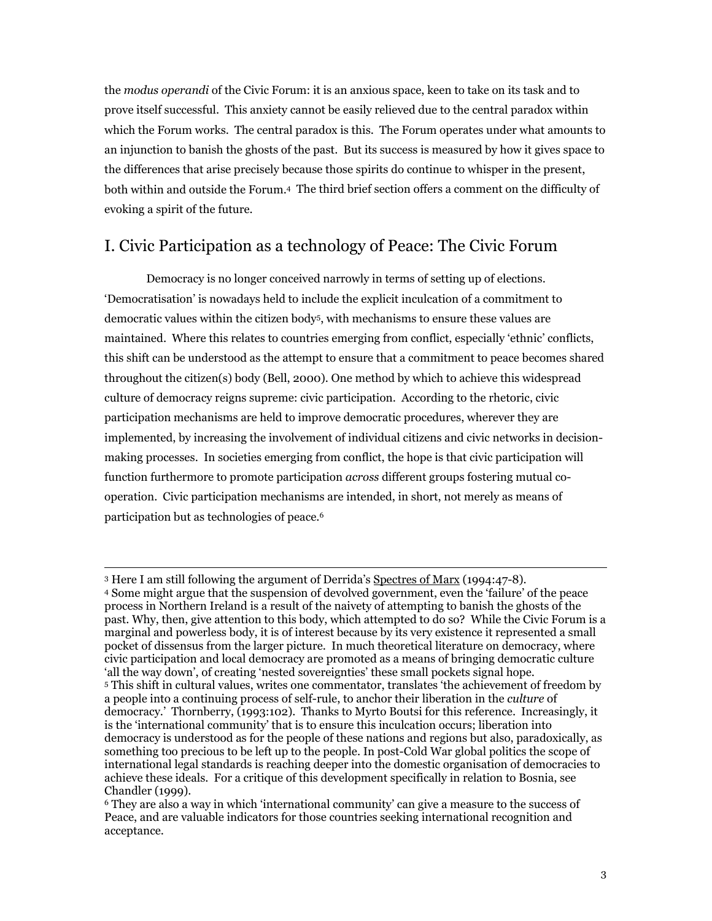the *modus operandi* of the Civic Forum: it is an anxious space, keen to take on its task and to prove itself successful. This anxiety cannot be easily relieved due to the central paradox within which the Forum works. The central paradox is this. The Forum operates under what amounts to an injunction to banish the ghosts of the past. But its success is measured by how it gives space to the differences that arise precisely because those spirits do continue to whisper in the present, both within and outside the Forum.[4] The third brief section offers a comment on the difficulty of evoking a spirit of the future.

## I. Civic Participation as a technology of Peace: The Civic Forum

Democracy is no longer conceived narrowly in terms of setting up of elections. 'Democratisation' is nowadays held to include the explicit inculcation of a commitment to democratic values within the citizen body[5], with mechanisms to ensure these values are maintained. Where this relates to countries emerging from conflict, especially 'ethnic' conflicts, this shift can be understood as the attempt to ensure that a commitment to peace becomes shared throughout the citizen(s) body (Bell, 2000). One method by which to achieve this widespread culture of democracy reigns supreme: civic participation. According to the rhetoric, civic participation mechanisms are held to improve democratic procedures, wherever they are implemented, by increasing the involvement of individual citizens and civic networks in decision-making processes. In societies emerging from conflict, the hope is that civic participation will function furthermore to promote participation *across* different groups fostering mutual co-operation. Civic participation mechanisms are intended, in short, not merely as means of participation but as technologies of peace.[6]

---

[3] Here I am still following the argument of Derrida's Spectres of Marx (1994:47-8).

[4] Some might argue that the suspension of devolved government, even the 'failure' of the peace process in Northern Ireland is a result of the naivety of attempting to banish the ghosts of the past. Why, then, give attention to this body, which attempted to do so? While the Civic Forum is a marginal and powerless body, it is of interest because by its very existence it represented a small pocket of dissensus from the larger picture. In much theoretical literature on democracy, where civic participation and local democracy are promoted as a means of bringing democratic culture 'all the way down', of creating 'nested sovereignties' these small pockets signal hope.

[5] This shift in cultural values, writes one commentator, translates 'the achievement of freedom by a people into a continuing process of self-rule, to anchor their liberation in the *culture* of democracy.' Thornberry, (1993:102). Thanks to Myrto Boutsi for this reference. Increasingly, it is the 'international community' that is to ensure this inculcation occurs; liberation into democracy is understood as for the people of these nations and regions but also, paradoxically, as something too precious to be left up to the people. In post-Cold War global politics the scope of international legal standards is reaching deeper into the domestic organisation of democracies to achieve these ideals. For a critique of this development specifically in relation to Bosnia, see Chandler (1999).

[6] They are also a way in which 'international community' can give a measure to the success of Peace, and are valuable indicators for those countries seeking international recognition and acceptance.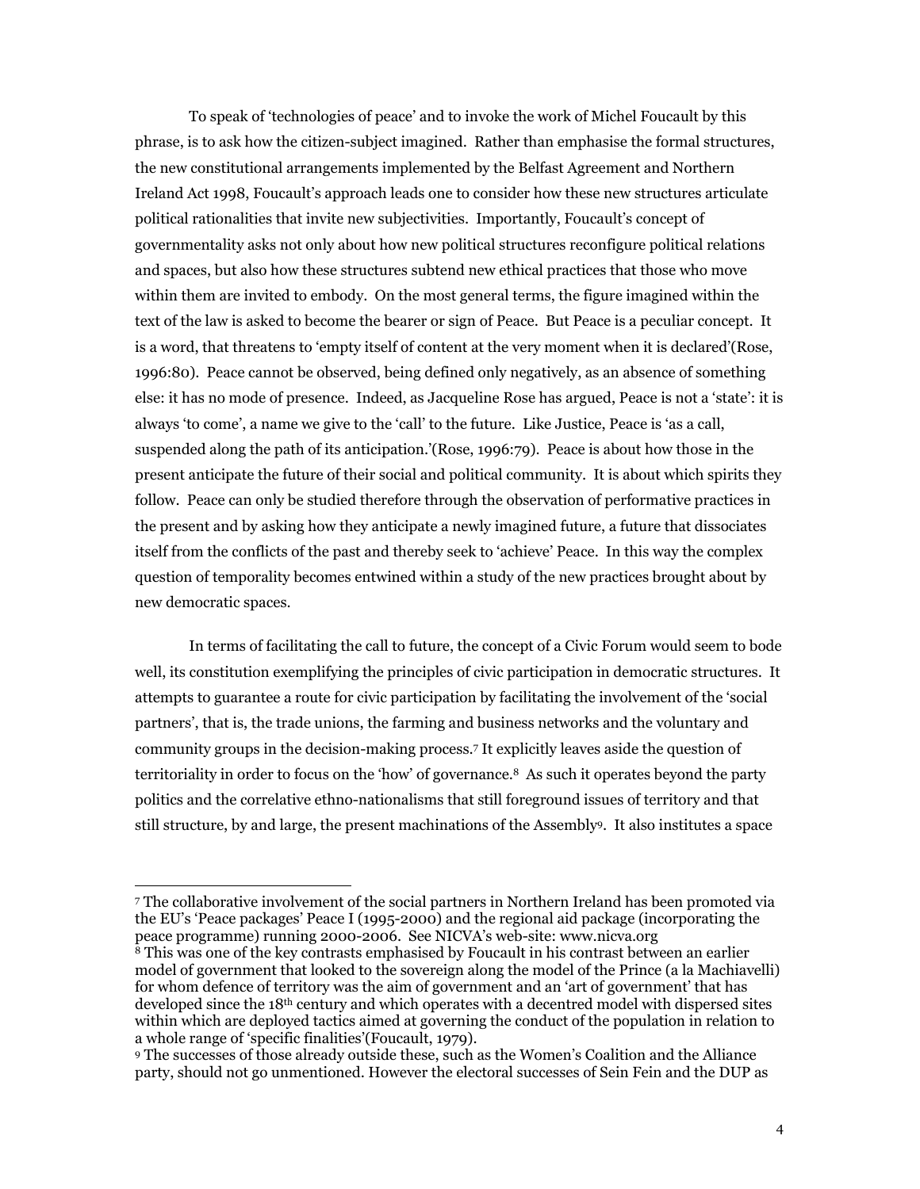To speak of 'technologies of peace' and to invoke the work of Michel Foucault by this phrase, is to ask how the citizen-subject imagined. Rather than emphasise the formal structures, the new constitutional arrangements implemented by the Belfast Agreement and Northern Ireland Act 1998, Foucault's approach leads one to consider how these new structures articulate political rationalities that invite new subjectivities. Importantly, Foucault's concept of governmentality asks not only about how new political structures reconfigure political relations and spaces, but also how these structures subtend new ethical practices that those who move within them are invited to embody. On the most general terms, the figure imagined within the text of the law is asked to become the bearer or sign of Peace. But Peace is a peculiar concept. It is a word, that threatens to 'empty itself of content at the very moment when it is declared'(Rose, 1996:80). Peace cannot be observed, being defined only negatively, as an absence of something else: it has no mode of presence. Indeed, as Jacqueline Rose has argued, Peace is not a 'state': it is always 'to come', a name we give to the 'call' to the future. Like Justice, Peace is 'as a call, suspended along the path of its anticipation.'(Rose, 1996:79). Peace is about how those in the present anticipate the future of their social and political community. It is about which spirits they follow. Peace can only be studied therefore through the observation of performative practices in the present and by asking how they anticipate a newly imagined future, a future that dissociates itself from the conflicts of the past and thereby seek to 'achieve' Peace. In this way the complex question of temporality becomes entwined within a study of the new practices brought about by new democratic spaces.

In terms of facilitating the call to future, the concept of a Civic Forum would seem to bode well, its constitution exemplifying the principles of civic participation in democratic structures. It attempts to guarantee a route for civic participation by facilitating the involvement of the 'social partners', that is, the trade unions, the farming and business networks and the voluntary and community groups in the decision-making process.[7] It explicitly leaves aside the question of territoriality in order to focus on the 'how' of governance.[8] As such it operates beyond the party politics and the correlative ethno-nationalisms that still foreground issues of territory and that still structure, by and large, the present machinations of the Assembly[9]. It also institutes a space

---

[7] The collaborative involvement of the social partners in Northern Ireland has been promoted via the EU's 'Peace packages' Peace I (1995-2000) and the regional aid package (incorporating the peace programme) running 2000-2006. See NICVA's web-site: www.nicva.org

[8] This was one of the key contrasts emphasised by Foucault in his contrast between an earlier model of government that looked to the sovereign along the model of the Prince (a la Machiavelli) for whom defence of territory was the aim of government and an 'art of government' that has developed since the 18th century and which operates with a decentred model with dispersed sites within which are deployed tactics aimed at governing the conduct of the population in relation to a whole range of 'specific finalities'(Foucault, 1979).

[9] The successes of those already outside these, such as the Women's Coalition and the Alliance party, should not go unmentioned. However the electoral successes of Sein Fein and the DUP as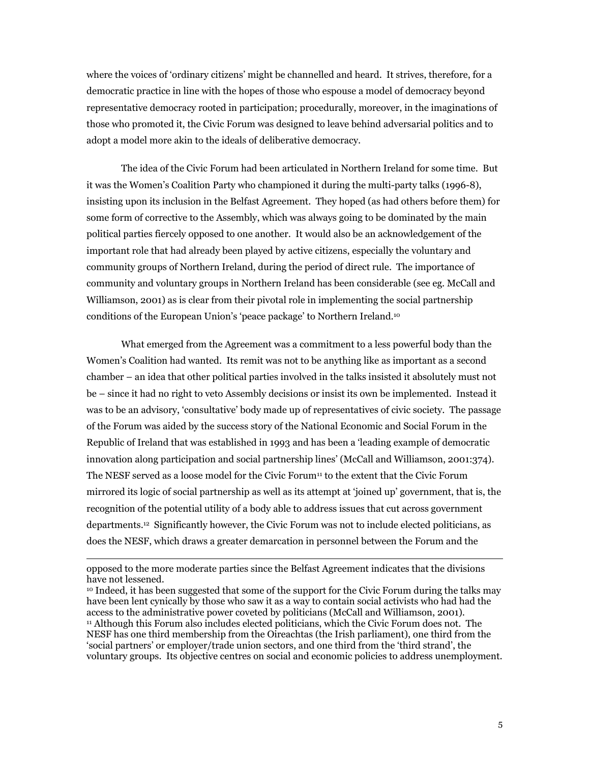where the voices of 'ordinary citizens' might be channelled and heard. It strives, therefore, for a democratic practice in line with the hopes of those who espouse a model of democracy beyond representative democracy rooted in participation; procedurally, moreover, in the imaginations of those who promoted it, the Civic Forum was designed to leave behind adversarial politics and to adopt a model more akin to the ideals of deliberative democracy.

The idea of the Civic Forum had been articulated in Northern Ireland for some time. But it was the Women's Coalition Party who championed it during the multi-party talks (1996-8), insisting upon its inclusion in the Belfast Agreement. They hoped (as had others before them) for some form of corrective to the Assembly, which was always going to be dominated by the main political parties fiercely opposed to one another. It would also be an acknowledgement of the important role that had already been played by active citizens, especially the voluntary and community groups of Northern Ireland, during the period of direct rule. The importance of community and voluntary groups in Northern Ireland has been considerable (see eg. McCall and Williamson, 2001) as is clear from their pivotal role in implementing the social partnership conditions of the European Union's 'peace package' to Northern Ireland.[10]

What emerged from the Agreement was a commitment to a less powerful body than the Women's Coalition had wanted. Its remit was not to be anything like as important as a second chamber – an idea that other political parties involved in the talks insisted it absolutely must not be – since it had no right to veto Assembly decisions or insist its own be implemented. Instead it was to be an advisory, 'consultative' body made up of representatives of civic society. The passage of the Forum was aided by the success story of the National Economic and Social Forum in the Republic of Ireland that was established in 1993 and has been a 'leading example of democratic innovation along participation and social partnership lines' (McCall and Williamson, 2001:374). The NESF served as a loose model for the Civic Forum[11] to the extent that the Civic Forum mirrored its logic of social partnership as well as its attempt at 'joined up' government, that is, the recognition of the potential utility of a body able to address issues that cut across government departments.[12] Significantly however, the Civic Forum was not to include elected politicians, as does the NESF, which draws a greater demarcation in personnel between the Forum and the

---

opposed to the more moderate parties since the Belfast Agreement indicates that the divisions have not lessened.

[10] Indeed, it has been suggested that some of the support for the Civic Forum during the talks may have been lent cynically by those who saw it as a way to contain social activists who had had the access to the administrative power coveted by politicians (McCall and Williamson, 2001).

[11] Although this Forum also includes elected politicians, which the Civic Forum does not. The NESF has one third membership from the Oireachtas (the Irish parliament), one third from the 'social partners' or employer/trade union sectors, and one third from the 'third strand', the voluntary groups. Its objective centres on social and economic policies to address unemployment.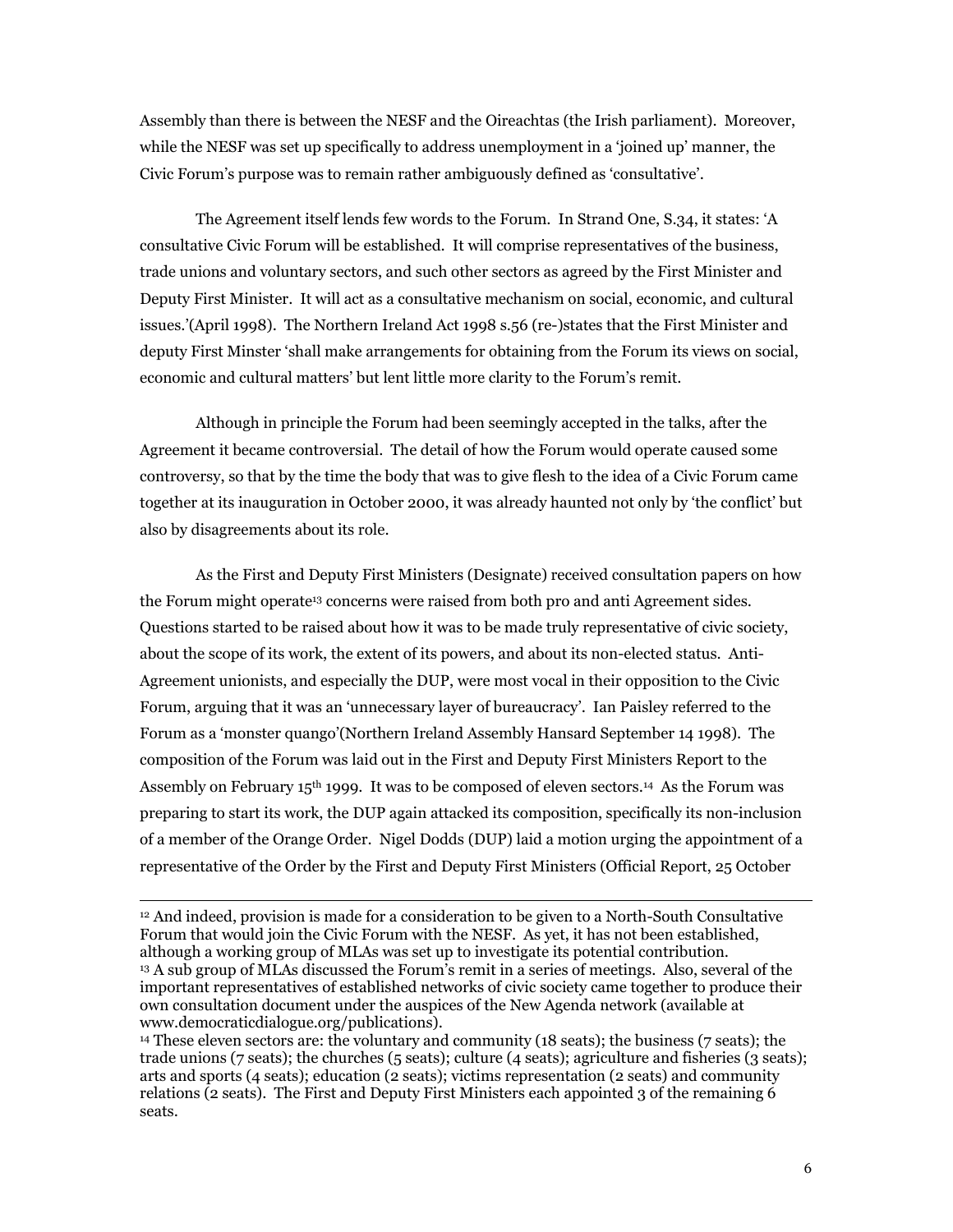Assembly than there is between the NESF and the Oireachtas (the Irish parliament). Moreover, while the NESF was set up specifically to address unemployment in a 'joined up' manner, the Civic Forum's purpose was to remain rather ambiguously defined as 'consultative'.

The Agreement itself lends few words to the Forum. In Strand One, S.34, it states: 'A consultative Civic Forum will be established. It will comprise representatives of the business, trade unions and voluntary sectors, and such other sectors as agreed by the First Minister and Deputy First Minister. It will act as a consultative mechanism on social, economic, and cultural issues.'(April 1998). The Northern Ireland Act 1998 s.56 (re-)states that the First Minister and deputy First Minster 'shall make arrangements for obtaining from the Forum its views on social, economic and cultural matters' but lent little more clarity to the Forum's remit.

Although in principle the Forum had been seemingly accepted in the talks, after the Agreement it became controversial. The detail of how the Forum would operate caused some controversy, so that by the time the body that was to give flesh to the idea of a Civic Forum came together at its inauguration in October 2000, it was already haunted not only by 'the conflict' but also by disagreements about its role.

As the First and Deputy First Ministers (Designate) received consultation papers on how the Forum might operate[13] concerns were raised from both pro and anti Agreement sides. Questions started to be raised about how it was to be made truly representative of civic society, about the scope of its work, the extent of its powers, and about its non-elected status. Anti-Agreement unionists, and especially the DUP, were most vocal in their opposition to the Civic Forum, arguing that it was an 'unnecessary layer of bureaucracy'. Ian Paisley referred to the Forum as a 'monster quango'(Northern Ireland Assembly Hansard September 14 1998). The composition of the Forum was laid out in the First and Deputy First Ministers Report to the Assembly on February 15th 1999. It was to be composed of eleven sectors.[14] As the Forum was preparing to start its work, the DUP again attacked its composition, specifically its non-inclusion of a member of the Orange Order. Nigel Dodds (DUP) laid a motion urging the appointment of a representative of the Order by the First and Deputy First Ministers (Official Report, 25 October

---

[12] And indeed, provision is made for a consideration to be given to a North-South Consultative Forum that would join the Civic Forum with the NESF. As yet, it has not been established, although a working group of MLAs was set up to investigate its potential contribution.

[13] A sub group of MLAs discussed the Forum's remit in a series of meetings. Also, several of the important representatives of established networks of civic society came together to produce their own consultation document under the auspices of the New Agenda network (available at www.democraticdialogue.org/publications).

[14] These eleven sectors are: the voluntary and community (18 seats); the business (7 seats); the trade unions (7 seats); the churches (5 seats); culture (4 seats); agriculture and fisheries (3 seats); arts and sports (4 seats); education (2 seats); victims representation (2 seats) and community relations (2 seats). The First and Deputy First Ministers each appointed 3 of the remaining 6 seats.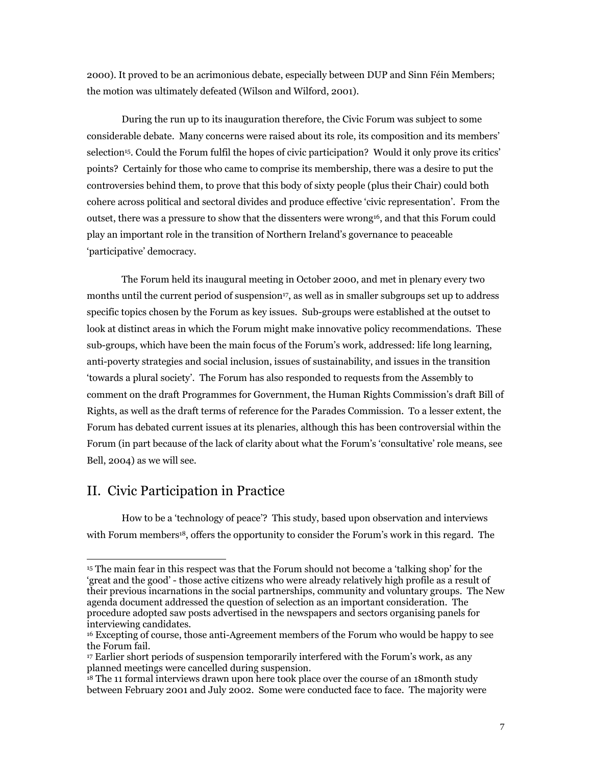2000). It proved to be an acrimonious debate, especially between DUP and Sinn Féin Members; the motion was ultimately defeated (Wilson and Wilford, 2001).

During the run up to its inauguration therefore, the Civic Forum was subject to some considerable debate. Many concerns were raised about its role, its composition and its members' selection[15]. Could the Forum fulfil the hopes of civic participation? Would it only prove its critics' points? Certainly for those who came to comprise its membership, there was a desire to put the controversies behind them, to prove that this body of sixty people (plus their Chair) could both cohere across political and sectoral divides and produce effective 'civic representation'. From the outset, there was a pressure to show that the dissenters were wrong[16], and that this Forum could play an important role in the transition of Northern Ireland's governance to peaceable 'participative' democracy.

The Forum held its inaugural meeting in October 2000, and met in plenary every two months until the current period of suspension[17], as well as in smaller subgroups set up to address specific topics chosen by the Forum as key issues. Sub-groups were established at the outset to look at distinct areas in which the Forum might make innovative policy recommendations. These sub-groups, which have been the main focus of the Forum's work, addressed: life long learning, anti-poverty strategies and social inclusion, issues of sustainability, and issues in the transition 'towards a plural society'. The Forum has also responded to requests from the Assembly to comment on the draft Programmes for Government, the Human Rights Commission's draft Bill of Rights, as well as the draft terms of reference for the Parades Commission. To a lesser extent, the Forum has debated current issues at its plenaries, although this has been controversial within the Forum (in part because of the lack of clarity about what the Forum's 'consultative' role means, see Bell, 2004) as we will see.

## II. Civic Participation in Practice

How to be a 'technology of peace'? This study, based upon observation and interviews with Forum members[18], offers the opportunity to consider the Forum's work in this regard. The

---

[15] The main fear in this respect was that the Forum should not become a 'talking shop' for the 'great and the good' - those active citizens who were already relatively high profile as a result of their previous incarnations in the social partnerships, community and voluntary groups. The New agenda document addressed the question of selection as an important consideration. The procedure adopted saw posts advertised in the newspapers and sectors organising panels for interviewing candidates.

[16] Excepting of course, those anti-Agreement members of the Forum who would be happy to see the Forum fail.

[17] Earlier short periods of suspension temporarily interfered with the Forum's work, as any planned meetings were cancelled during suspension.

[18] The 11 formal interviews drawn upon here took place over the course of an 18month study between February 2001 and July 2002. Some were conducted face to face. The majority were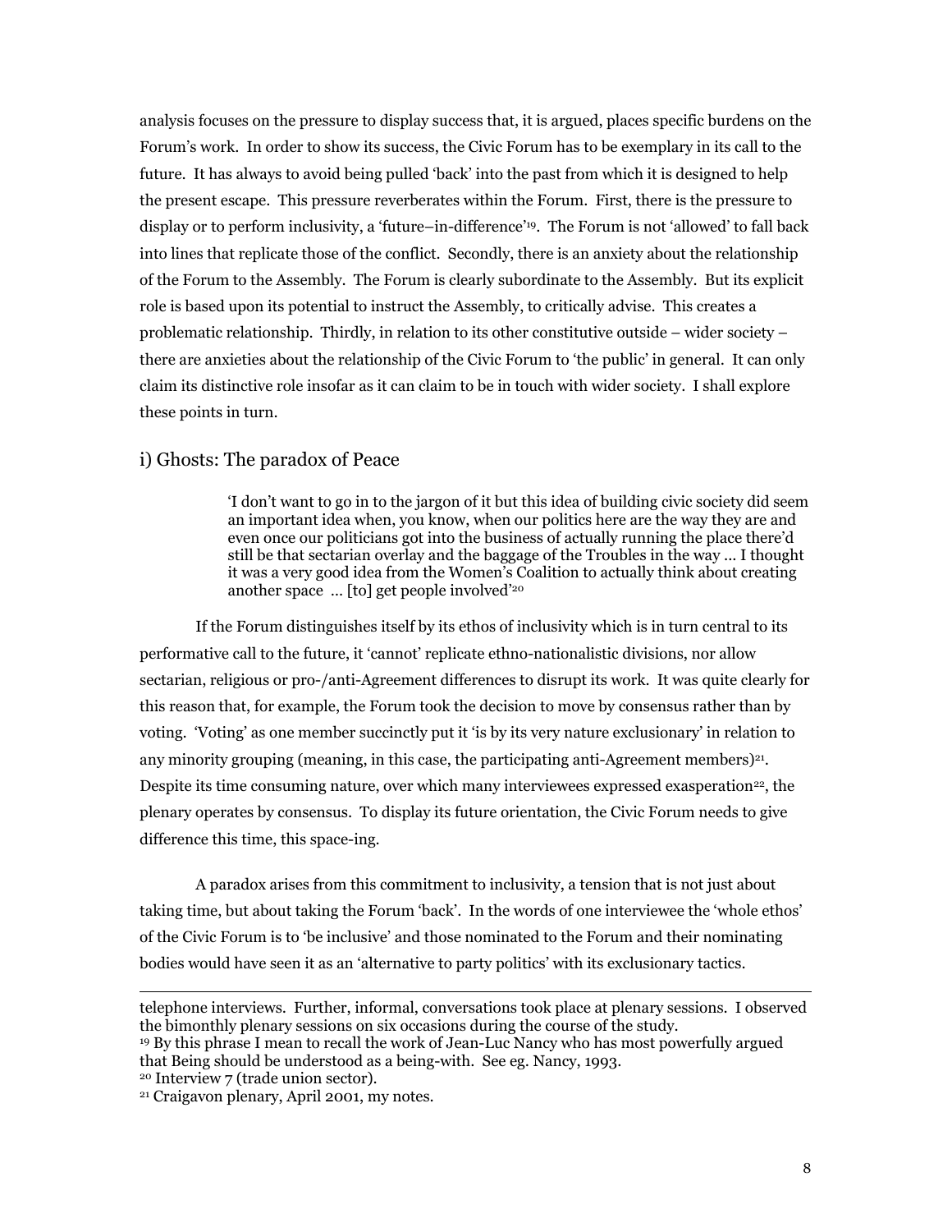analysis focuses on the pressure to display success that, it is argued, places specific burdens on the Forum's work. In order to show its success, the Civic Forum has to be exemplary in its call to the future. It has always to avoid being pulled 'back' into the past from which it is designed to help the present escape. This pressure reverberates within the Forum. First, there is the pressure to display or to perform inclusivity, a 'future–in-difference'[19]. The Forum is not 'allowed' to fall back into lines that replicate those of the conflict. Secondly, there is an anxiety about the relationship of the Forum to the Assembly. The Forum is clearly subordinate to the Assembly. But its explicit role is based upon its potential to instruct the Assembly, to critically advise. This creates a problematic relationship. Thirdly, in relation to its other constitutive outside – wider society – there are anxieties about the relationship of the Civic Forum to 'the public' in general. It can only claim its distinctive role insofar as it can claim to be in touch with wider society. I shall explore these points in turn.

## i) Ghosts: The paradox of Peace

> 'I don't want to go in to the jargon of it but this idea of building civic society did seem an important idea when, you know, when our politics here are the way they are and even once our politicians got into the business of actually running the place there'd still be that sectarian overlay and the baggage of the Troubles in the way ... I thought it was a very good idea from the Women's Coalition to actually think about creating another space ... [to] get people involved'[20]

If the Forum distinguishes itself by its ethos of inclusivity which is in turn central to its performative call to the future, it 'cannot' replicate ethno-nationalistic divisions, nor allow sectarian, religious or pro-/anti-Agreement differences to disrupt its work. It was quite clearly for this reason that, for example, the Forum took the decision to move by consensus rather than by voting. 'Voting' as one member succinctly put it 'is by its very nature exclusionary' in relation to any minority grouping (meaning, in this case, the participating anti-Agreement members)[21]. Despite its time consuming nature, over which many interviewees expressed exasperation[22], the plenary operates by consensus. To display its future orientation, the Civic Forum needs to give difference this time, this space-ing.

A paradox arises from this commitment to inclusivity, a tension that is not just about taking time, but about taking the Forum 'back'. In the words of one interviewee the 'whole ethos' of the Civic Forum is to 'be inclusive' and those nominated to the Forum and their nominating bodies would have seen it as an 'alternative to party politics' with its exclusionary tactics.

---

telephone interviews. Further, informal, conversations took place at plenary sessions. I observed the bimonthly plenary sessions on six occasions during the course of the study.

[19] By this phrase I mean to recall the work of Jean-Luc Nancy who has most powerfully argued that Being should be understood as a being-with. See eg. Nancy, 1993.

[20] Interview 7 (trade union sector).

[21] Craigavon plenary, April 2001, my notes.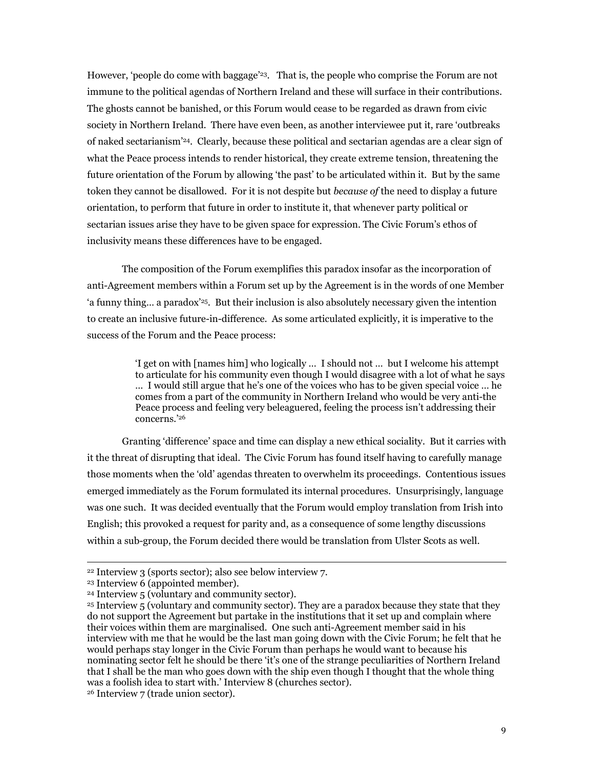However, 'people do come with baggage'[23]. That is, the people who comprise the Forum are not immune to the political agendas of Northern Ireland and these will surface in their contributions. The ghosts cannot be banished, or this Forum would cease to be regarded as drawn from civic society in Northern Ireland. There have even been, as another interviewee put it, rare 'outbreaks of naked sectarianism'[24]. Clearly, because these political and sectarian agendas are a clear sign of what the Peace process intends to render historical, they create extreme tension, threatening the future orientation of the Forum by allowing 'the past' to be articulated within it. But by the same token they cannot be disallowed. For it is not despite but *because of* the need to display a future orientation, to perform that future in order to institute it, that whenever party political or sectarian issues arise they have to be given space for expression. The Civic Forum's ethos of inclusivity means these differences have to be engaged.

The composition of the Forum exemplifies this paradox insofar as the incorporation of anti-Agreement members within a Forum set up by the Agreement is in the words of one Member 'a funny thing… a paradox'[25]. But their inclusion is also absolutely necessary given the intention to create an inclusive future-in-difference. As some articulated explicitly, it is imperative to the success of the Forum and the Peace process:

> 'I get on with [names him] who logically … I should not … but I welcome his attempt to articulate for his community even though I would disagree with a lot of what he says … I would still argue that he's one of the voices who has to be given special voice … he comes from a part of the community in Northern Ireland who would be very anti-the Peace process and feeling very beleaguered, feeling the process isn't addressing their concerns.'[26]

Granting 'difference' space and time can display a new ethical sociality. But it carries with it the threat of disrupting that ideal. The Civic Forum has found itself having to carefully manage those moments when the 'old' agendas threaten to overwhelm its proceedings. Contentious issues emerged immediately as the Forum formulated its internal procedures. Unsurprisingly, language was one such. It was decided eventually that the Forum would employ translation from Irish into English; this provoked a request for parity and, as a consequence of some lengthy discussions within a sub-group, the Forum decided there would be translation from Ulster Scots as well.

---

[22] Interview 3 (sports sector); also see below interview 7.

[23] Interview 6 (appointed member).

[24] Interview 5 (voluntary and community sector).

[25] Interview 5 (voluntary and community sector). They are a paradox because they state that they do not support the Agreement but partake in the institutions that it set up and complain where their voices within them are marginalised. One such anti-Agreement member said in his interview with me that he would be the last man going down with the Civic Forum; he felt that he would perhaps stay longer in the Civic Forum than perhaps he would want to because his nominating sector felt he should be there 'it's one of the strange peculiarities of Northern Ireland that I shall be the man who goes down with the ship even though I thought that the whole thing was a foolish idea to start with.' Interview 8 (churches sector).

[26] Interview 7 (trade union sector).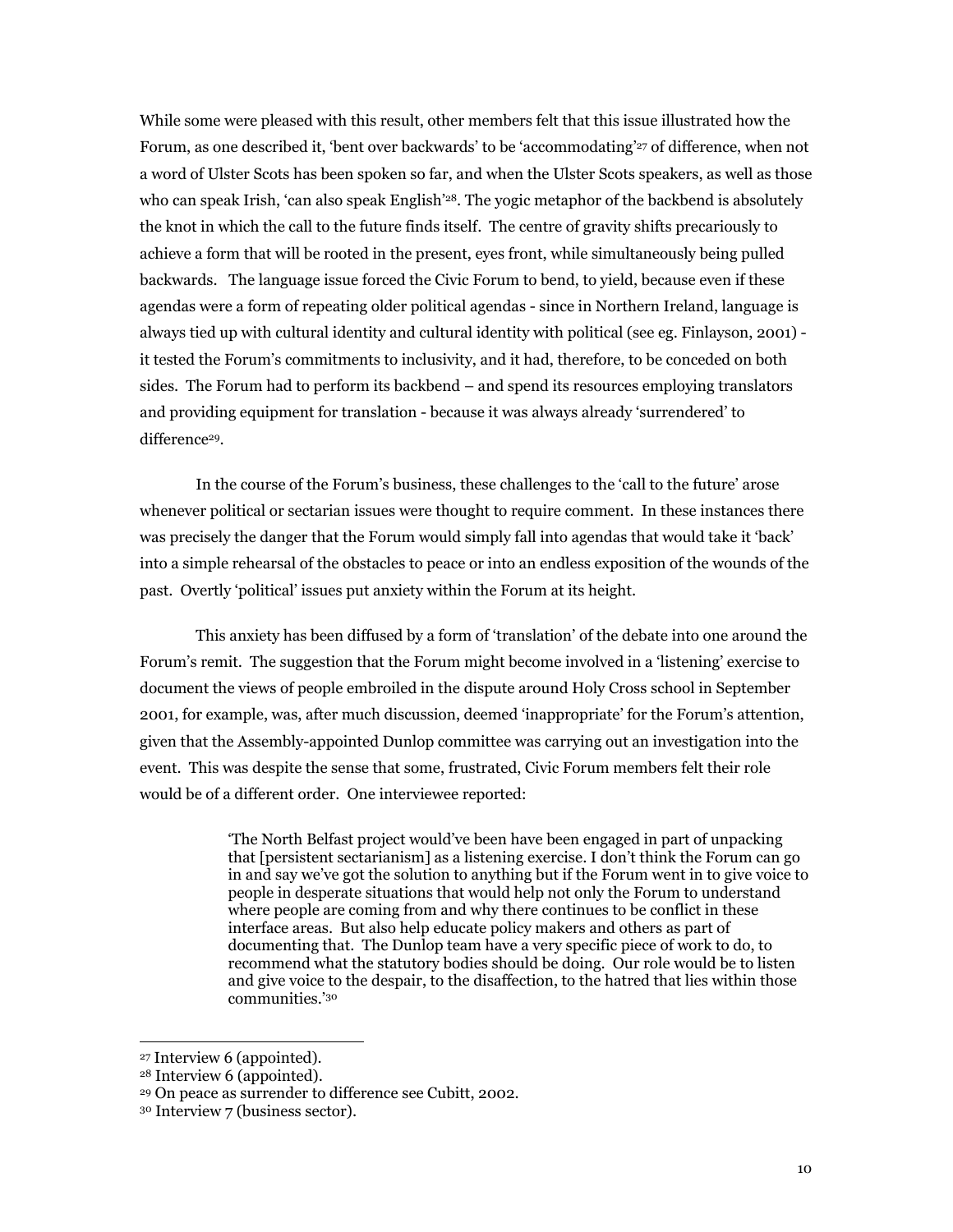While some were pleased with this result, other members felt that this issue illustrated how the Forum, as one described it, 'bent over backwards' to be 'accommodating'[27] of difference, when not a word of Ulster Scots has been spoken so far, and when the Ulster Scots speakers, as well as those who can speak Irish, 'can also speak English'[28]. The yogic metaphor of the backbend is absolutely the knot in which the call to the future finds itself. The centre of gravity shifts precariously to achieve a form that will be rooted in the present, eyes front, while simultaneously being pulled backwards. The language issue forced the Civic Forum to bend, to yield, because even if these agendas were a form of repeating older political agendas - since in Northern Ireland, language is always tied up with cultural identity and cultural identity with political (see eg. Finlayson, 2001) - it tested the Forum's commitments to inclusivity, and it had, therefore, to be conceded on both sides. The Forum had to perform its backbend – and spend its resources employing translators and providing equipment for translation - because it was always already 'surrendered' to difference[29].

In the course of the Forum's business, these challenges to the 'call to the future' arose whenever political or sectarian issues were thought to require comment. In these instances there was precisely the danger that the Forum would simply fall into agendas that would take it 'back' into a simple rehearsal of the obstacles to peace or into an endless exposition of the wounds of the past. Overtly 'political' issues put anxiety within the Forum at its height.

This anxiety has been diffused by a form of 'translation' of the debate into one around the Forum's remit. The suggestion that the Forum might become involved in a 'listening' exercise to document the views of people embroiled in the dispute around Holy Cross school in September 2001, for example, was, after much discussion, deemed 'inappropriate' for the Forum's attention, given that the Assembly-appointed Dunlop committee was carrying out an investigation into the event. This was despite the sense that some, frustrated, Civic Forum members felt their role would be of a different order. One interviewee reported:

> 'The North Belfast project would've been have been engaged in part of unpacking that [persistent sectarianism] as a listening exercise. I don't think the Forum can go in and say we've got the solution to anything but if the Forum went in to give voice to people in desperate situations that would help not only the Forum to understand where people are coming from and why there continues to be conflict in these interface areas. But also help educate policy makers and others as part of documenting that. The Dunlop team have a very specific piece of work to do, to recommend what the statutory bodies should be doing. Our role would be to listen and give voice to the despair, to the disaffection, to the hatred that lies within those communities.'[30]

---

[27] Interview 6 (appointed).

[28] Interview 6 (appointed).

[29] On peace as surrender to difference see Cubitt, 2002.

[30] Interview 7 (business sector).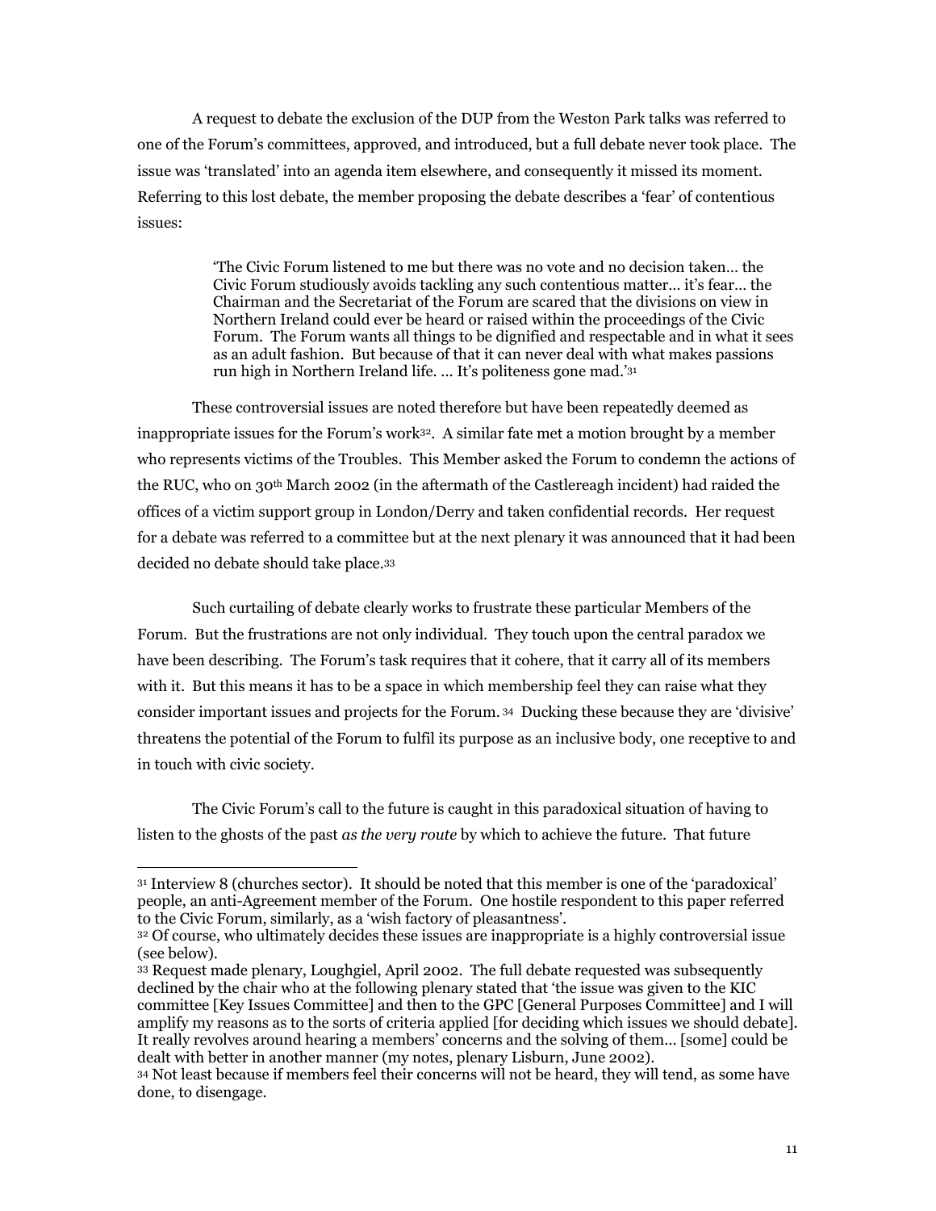A request to debate the exclusion of the DUP from the Weston Park talks was referred to one of the Forum's committees, approved, and introduced, but a full debate never took place. The issue was 'translated' into an agenda item elsewhere, and consequently it missed its moment. Referring to this lost debate, the member proposing the debate describes a 'fear' of contentious issues:

> 'The Civic Forum listened to me but there was no vote and no decision taken… the Civic Forum studiously avoids tackling any such contentious matter… it's fear… the Chairman and the Secretariat of the Forum are scared that the divisions on view in Northern Ireland could ever be heard or raised within the proceedings of the Civic Forum. The Forum wants all things to be dignified and respectable and in what it sees as an adult fashion. But because of that it can never deal with what makes passions run high in Northern Ireland life. … It's politeness gone mad.'[31]

These controversial issues are noted therefore but have been repeatedly deemed as inappropriate issues for the Forum's work[32]. A similar fate met a motion brought by a member who represents victims of the Troubles. This Member asked the Forum to condemn the actions of the RUC, who on 30th March 2002 (in the aftermath of the Castlereagh incident) had raided the offices of a victim support group in London/Derry and taken confidential records. Her request for a debate was referred to a committee but at the next plenary it was announced that it had been decided no debate should take place.[33]

Such curtailing of debate clearly works to frustrate these particular Members of the Forum. But the frustrations are not only individual. They touch upon the central paradox we have been describing. The Forum's task requires that it cohere, that it carry all of its members with it. But this means it has to be a space in which membership feel they can raise what they consider important issues and projects for the Forum.[34] Ducking these because they are 'divisive' threatens the potential of the Forum to fulfil its purpose as an inclusive body, one receptive to and in touch with civic society.

The Civic Forum's call to the future is caught in this paradoxical situation of having to listen to the ghosts of the past *as the very route* by which to achieve the future. That future

---

[31] Interview 8 (churches sector). It should be noted that this member is one of the 'paradoxical' people, an anti-Agreement member of the Forum. One hostile respondent to this paper referred to the Civic Forum, similarly, as a 'wish factory of pleasantness'.

[32] Of course, who ultimately decides these issues are inappropriate is a highly controversial issue (see below).

[33] Request made plenary, Loughgiel, April 2002. The full debate requested was subsequently declined by the chair who at the following plenary stated that 'the issue was given to the KIC committee [Key Issues Committee] and then to the GPC [General Purposes Committee] and I will amplify my reasons as to the sorts of criteria applied [for deciding which issues we should debate]. It really revolves around hearing a members' concerns and the solving of them… [some] could be dealt with better in another manner (my notes, plenary Lisburn, June 2002).

[34] Not least because if members feel their concerns will not be heard, they will tend, as some have done, to disengage.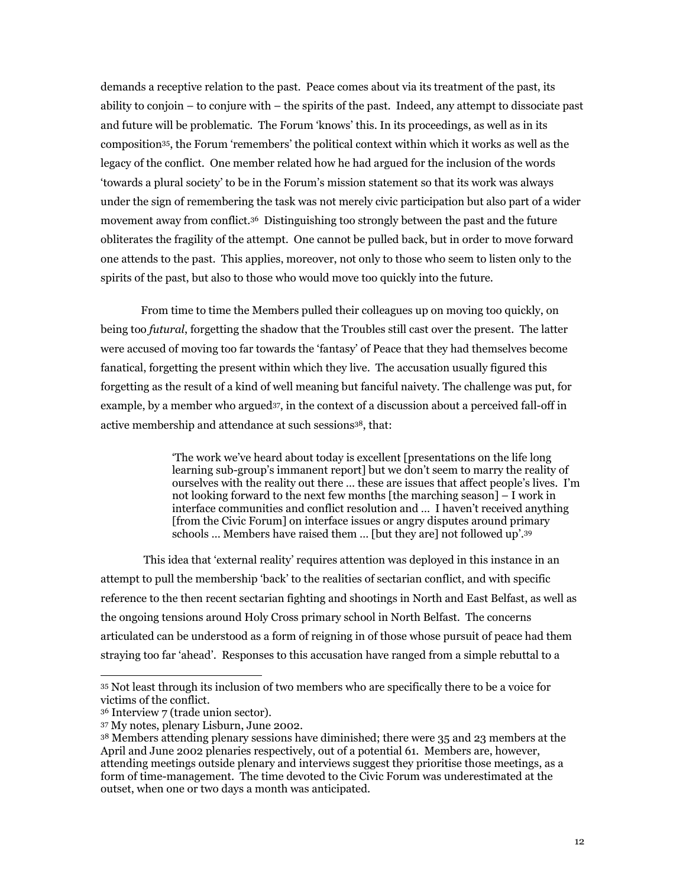demands a receptive relation to the past. Peace comes about via its treatment of the past, its ability to conjoin – to conjure with – the spirits of the past. Indeed, any attempt to dissociate past and future will be problematic. The Forum 'knows' this. In its proceedings, as well as in its composition[35], the Forum 'remembers' the political context within which it works as well as the legacy of the conflict. One member related how he had argued for the inclusion of the words 'towards a plural society' to be in the Forum's mission statement so that its work was always under the sign of remembering the task was not merely civic participation but also part of a wider movement away from conflict.[36] Distinguishing too strongly between the past and the future obliterates the fragility of the attempt. One cannot be pulled back, but in order to move forward one attends to the past. This applies, moreover, not only to those who seem to listen only to the spirits of the past, but also to those who would move too quickly into the future.

From time to time the Members pulled their colleagues up on moving too quickly, on being too *futural*, forgetting the shadow that the Troubles still cast over the present. The latter were accused of moving too far towards the 'fantasy' of Peace that they had themselves become fanatical, forgetting the present within which they live. The accusation usually figured this forgetting as the result of a kind of well meaning but fanciful naivety. The challenge was put, for example, by a member who argued[37], in the context of a discussion about a perceived fall-off in active membership and attendance at such sessions[38], that:

> 'The work we've heard about today is excellent [presentations on the life long learning sub-group's immanent report] but we don't seem to marry the reality of ourselves with the reality out there … these are issues that affect people's lives. I'm not looking forward to the next few months [the marching season] – I work in interface communities and conflict resolution and … I haven't received anything [from the Civic Forum] on interface issues or angry disputes around primary schools … Members have raised them … [but they are] not followed up'.[39]

This idea that 'external reality' requires attention was deployed in this instance in an attempt to pull the membership 'back' to the realities of sectarian conflict, and with specific reference to the then recent sectarian fighting and shootings in North and East Belfast, as well as the ongoing tensions around Holy Cross primary school in North Belfast. The concerns articulated can be understood as a form of reigning in of those whose pursuit of peace had them straying too far 'ahead'. Responses to this accusation have ranged from a simple rebuttal to a

---

[35] Not least through its inclusion of two members who are specifically there to be a voice for victims of the conflict.

[36] Interview 7 (trade union sector).

[37] My notes, plenary Lisburn, June 2002.

[38] Members attending plenary sessions have diminished; there were 35 and 23 members at the April and June 2002 plenaries respectively, out of a potential 61. Members are, however, attending meetings outside plenary and interviews suggest they prioritise those meetings, as a form of time-management. The time devoted to the Civic Forum was underestimated at the outset, when one or two days a month was anticipated.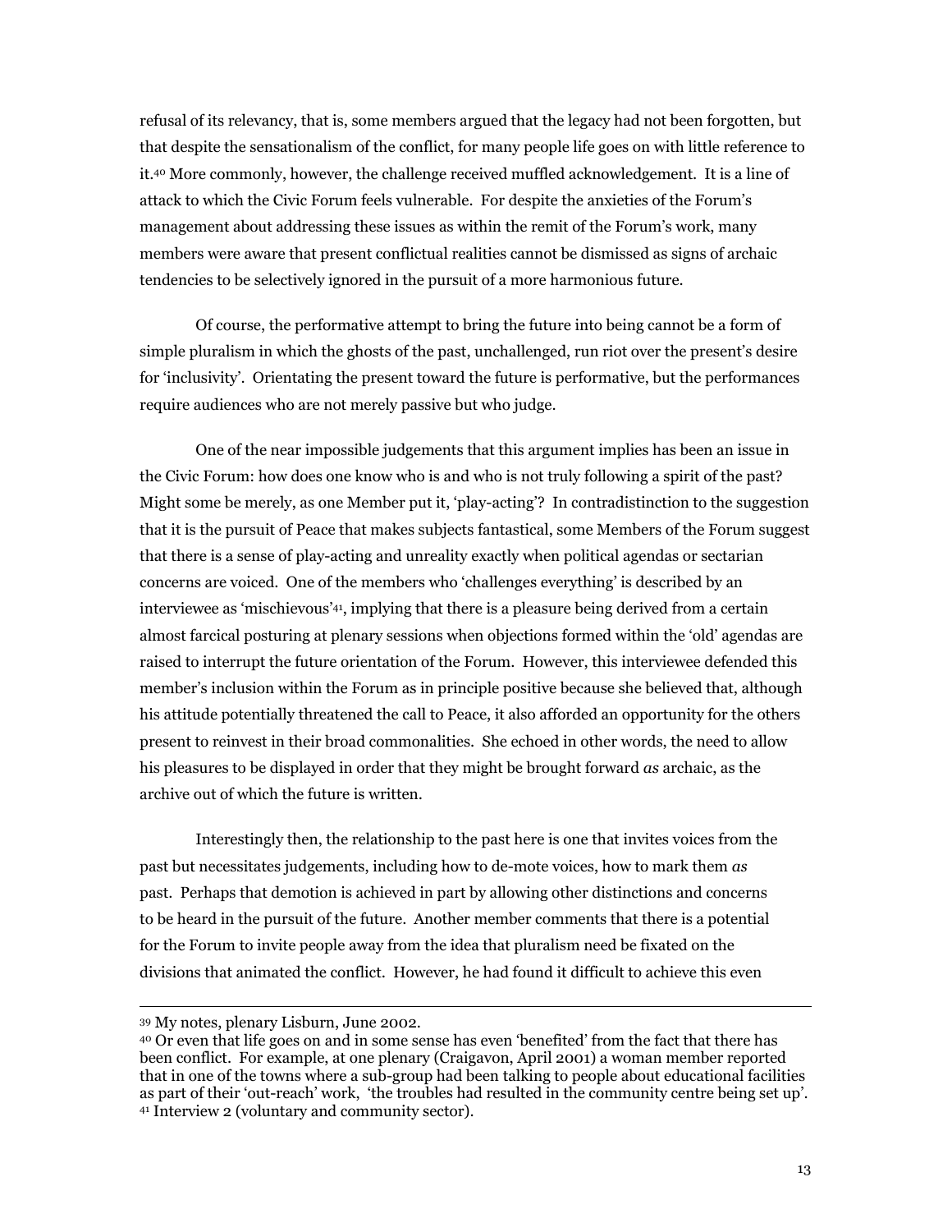refusal of its relevancy, that is, some members argued that the legacy had not been forgotten, but that despite the sensationalism of the conflict, for many people life goes on with little reference to it.[40] More commonly, however, the challenge received muffled acknowledgement. It is a line of attack to which the Civic Forum feels vulnerable. For despite the anxieties of the Forum's management about addressing these issues as within the remit of the Forum's work, many members were aware that present conflictual realities cannot be dismissed as signs of archaic tendencies to be selectively ignored in the pursuit of a more harmonious future.

Of course, the performative attempt to bring the future into being cannot be a form of simple pluralism in which the ghosts of the past, unchallenged, run riot over the present's desire for 'inclusivity'. Orientating the present toward the future is performative, but the performances require audiences who are not merely passive but who judge.

One of the near impossible judgements that this argument implies has been an issue in the Civic Forum: how does one know who is and who is not truly following a spirit of the past? Might some be merely, as one Member put it, 'play-acting'? In contradistinction to the suggestion that it is the pursuit of Peace that makes subjects fantastical, some Members of the Forum suggest that there is a sense of play-acting and unreality exactly when political agendas or sectarian concerns are voiced. One of the members who 'challenges everything' is described by an interviewee as 'mischievous'[41], implying that there is a pleasure being derived from a certain almost farcical posturing at plenary sessions when objections formed within the 'old' agendas are raised to interrupt the future orientation of the Forum. However, this interviewee defended this member's inclusion within the Forum as in principle positive because she believed that, although his attitude potentially threatened the call to Peace, it also afforded an opportunity for the others present to reinvest in their broad commonalities. She echoed in other words, the need to allow his pleasures to be displayed in order that they might be brought forward *as* archaic, as the archive out of which the future is written.

Interestingly then, the relationship to the past here is one that invites voices from the past but necessitates judgements, including how to de-mote voices, how to mark them *as* past. Perhaps that demotion is achieved in part by allowing other distinctions and concerns to be heard in the pursuit of the future. Another member comments that there is a potential for the Forum to invite people away from the idea that pluralism need be fixated on the divisions that animated the conflict. However, he had found it difficult to achieve this even

---

[39] My notes, plenary Lisburn, June 2002.

[40] Or even that life goes on and in some sense has even 'benefited' from the fact that there has been conflict. For example, at one plenary (Craigavon, April 2001) a woman member reported that in one of the towns where a sub-group had been talking to people about educational facilities as part of their 'out-reach' work, 'the troubles had resulted in the community centre being set up'.

[41] Interview 2 (voluntary and community sector).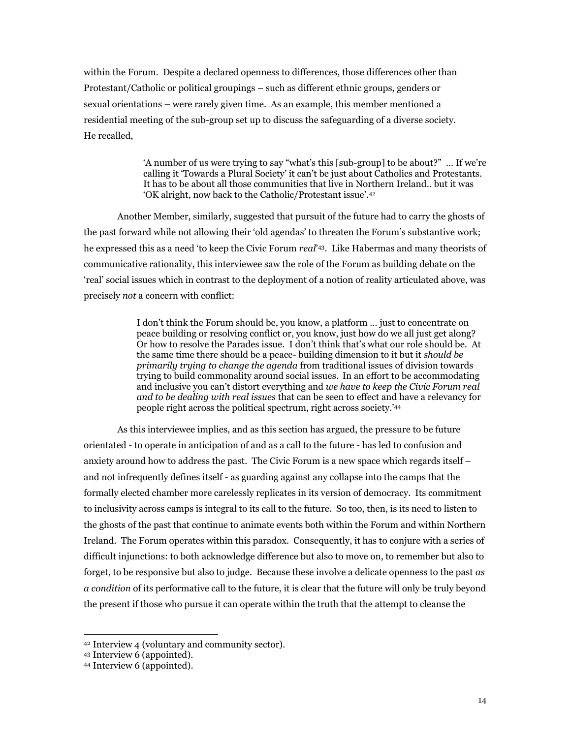within the Forum. Despite a declared openness to differences, those differences other than Protestant/Catholic or political groupings – such as different ethnic groups, genders or sexual orientations – were rarely given time. As an example, this member mentioned a residential meeting of the sub-group set up to discuss the safeguarding of a diverse society. He recalled,

> 'A number of us were trying to say "what's this [sub-group] to be about?" … If we're calling it 'Towards a Plural Society' it can't be just about Catholics and Protestants. It has to be about all those communities that live in Northern Ireland.. but it was 'OK alright, now back to the Catholic/Protestant issue'.[42]

Another Member, similarly, suggested that pursuit of the future had to carry the ghosts of the past forward while not allowing their 'old agendas' to threaten the Forum's substantive work; he expressed this as a need 'to keep the Civic Forum *real*'[43]. Like Habermas and many theorists of communicative rationality, this interviewee saw the role of the Forum as building debate on the 'real' social issues which in contrast to the deployment of a notion of reality articulated above, was precisely *not* a concern with conflict:

> I don't think the Forum should be, you know, a platform … just to concentrate on peace building or resolving conflict or, you know, just how do we all just get along? Or how to resolve the Parades issue. I don't think that's what our role should be. At the same time there should be a peace- building dimension to it but it *should be primarily trying to change the agenda* from traditional issues of division towards trying to build commonality around social issues. In an effort to be accommodating and inclusive you can't distort everything and *we have to keep the Civic Forum real and to be dealing with real issues* that can be seen to effect and have a relevancy for people right across the political spectrum, right across society.'[44]

As this interviewee implies, and as this section has argued, the pressure to be future orientated - to operate in anticipation of and as a call to the future - has led to confusion and anxiety around how to address the past. The Civic Forum is a new space which regards itself – and not infrequently defines itself - as guarding against any collapse into the camps that the formally elected chamber more carelessly replicates in its version of democracy. Its commitment to inclusivity across camps is integral to its call to the future. So too, then, is its need to listen to the ghosts of the past that continue to animate events both within the Forum and within Northern Ireland. The Forum operates within this paradox. Consequently, it has to conjure with a series of difficult injunctions: to both acknowledge difference but also to move on, to remember but also to forget, to be responsive but also to judge. Because these involve a delicate openness to the past *as a condition* of its performative call to the future, it is clear that the future will only be truly beyond the present if those who pursue it can operate within the truth that the attempt to cleanse the

---

[42] Interview 4 (voluntary and community sector).

[43] Interview 6 (appointed).

[44] Interview 6 (appointed).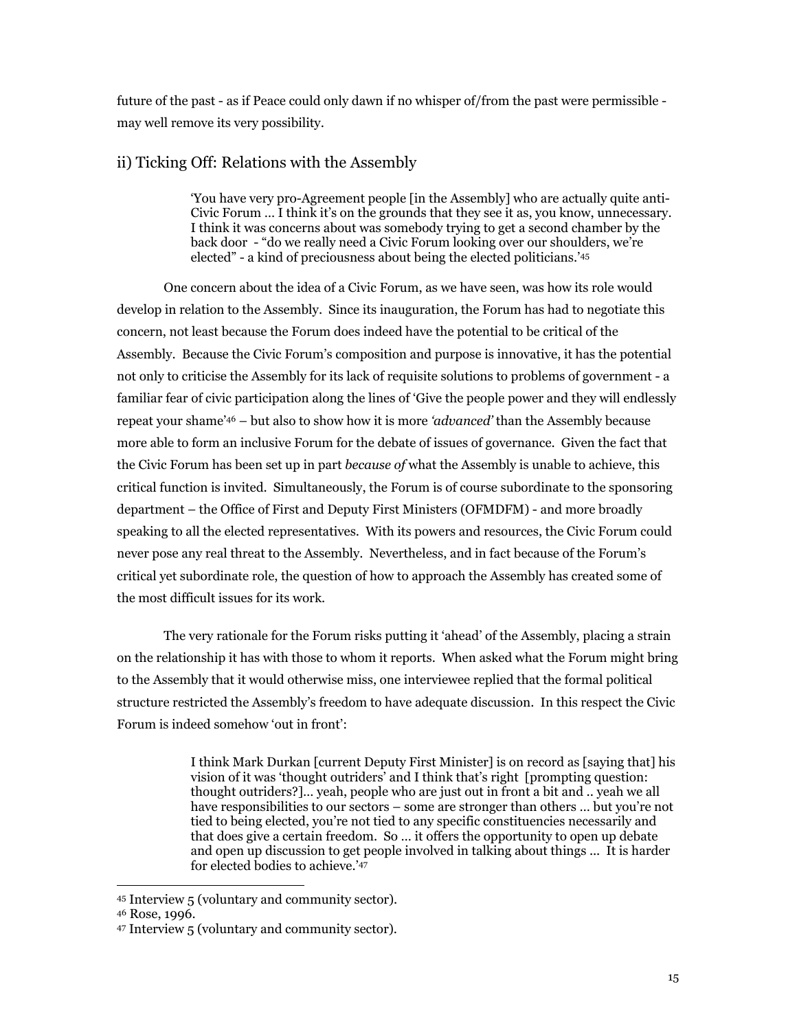future of the past - as if Peace could only dawn if no whisper of/from the past were permissible - may well remove its very possibility.

## ii) Ticking Off: Relations with the Assembly

> 'You have very pro-Agreement people [in the Assembly] who are actually quite anti-Civic Forum … I think it's on the grounds that they see it as, you know, unnecessary. I think it was concerns about was somebody trying to get a second chamber by the back door - "do we really need a Civic Forum looking over our shoulders, we're elected" - a kind of preciousness about being the elected politicians.'[45]

One concern about the idea of a Civic Forum, as we have seen, was how its role would develop in relation to the Assembly. Since its inauguration, the Forum has had to negotiate this concern, not least because the Forum does indeed have the potential to be critical of the Assembly. Because the Civic Forum's composition and purpose is innovative, it has the potential not only to criticise the Assembly for its lack of requisite solutions to problems of government - a familiar fear of civic participation along the lines of 'Give the people power and they will endlessly repeat your shame'[46] – but also to show how it is more *'advanced'* than the Assembly because more able to form an inclusive Forum for the debate of issues of governance. Given the fact that the Civic Forum has been set up in part *because of* what the Assembly is unable to achieve, this critical function is invited. Simultaneously, the Forum is of course subordinate to the sponsoring department – the Office of First and Deputy First Ministers (OFMDFM) - and more broadly speaking to all the elected representatives. With its powers and resources, the Civic Forum could never pose any real threat to the Assembly. Nevertheless, and in fact because of the Forum's critical yet subordinate role, the question of how to approach the Assembly has created some of the most difficult issues for its work.

The very rationale for the Forum risks putting it 'ahead' of the Assembly, placing a strain on the relationship it has with those to whom it reports. When asked what the Forum might bring to the Assembly that it would otherwise miss, one interviewee replied that the formal political structure restricted the Assembly's freedom to have adequate discussion. In this respect the Civic Forum is indeed somehow 'out in front':

> I think Mark Durkan [current Deputy First Minister] is on record as [saying that] his vision of it was 'thought outriders' and I think that's right [prompting question: thought outriders?]… yeah, people who are just out in front a bit and .. yeah we all have responsibilities to our sectors – some are stronger than others … but you're not tied to being elected, you're not tied to any specific constituencies necessarily and that does give a certain freedom. So … it offers the opportunity to open up debate and open up discussion to get people involved in talking about things … It is harder for elected bodies to achieve.'[47]

---

[45] Interview 5 (voluntary and community sector).

[46] Rose, 1996.

[47] Interview 5 (voluntary and community sector).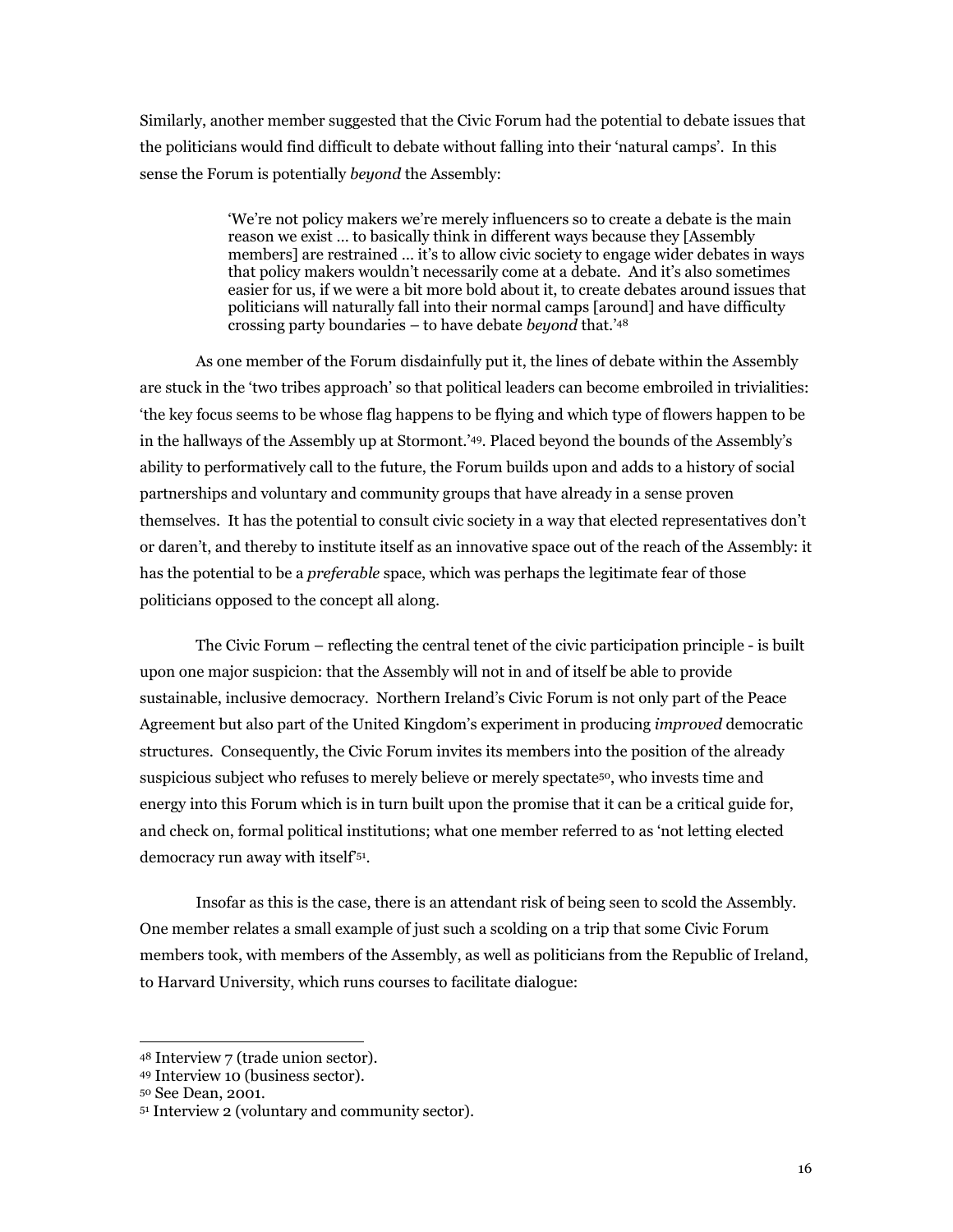Similarly, another member suggested that the Civic Forum had the potential to debate issues that the politicians would find difficult to debate without falling into their 'natural camps'. In this sense the Forum is potentially *beyond* the Assembly:

> 'We're not policy makers we're merely influencers so to create a debate is the main reason we exist … to basically think in different ways because they [Assembly members] are restrained … it's to allow civic society to engage wider debates in ways that policy makers wouldn't necessarily come at a debate. And it's also sometimes easier for us, if we were a bit more bold about it, to create debates around issues that politicians will naturally fall into their normal camps [around] and have difficulty crossing party boundaries – to have debate *beyond* that.'[48]

As one member of the Forum disdainfully put it, the lines of debate within the Assembly are stuck in the 'two tribes approach' so that political leaders can become embroiled in trivialities: 'the key focus seems to be whose flag happens to be flying and which type of flowers happen to be in the hallways of the Assembly up at Stormont.'[49]. Placed beyond the bounds of the Assembly's ability to performatively call to the future, the Forum builds upon and adds to a history of social partnerships and voluntary and community groups that have already in a sense proven themselves. It has the potential to consult civic society in a way that elected representatives don't or daren't, and thereby to institute itself as an innovative space out of the reach of the Assembly: it has the potential to be a *preferable* space, which was perhaps the legitimate fear of those politicians opposed to the concept all along.

The Civic Forum – reflecting the central tenet of the civic participation principle - is built upon one major suspicion: that the Assembly will not in and of itself be able to provide sustainable, inclusive democracy. Northern Ireland's Civic Forum is not only part of the Peace Agreement but also part of the United Kingdom's experiment in producing *improved* democratic structures. Consequently, the Civic Forum invites its members into the position of the already suspicious subject who refuses to merely believe or merely spectate[50], who invests time and energy into this Forum which is in turn built upon the promise that it can be a critical guide for, and check on, formal political institutions; what one member referred to as 'not letting elected democracy run away with itself'[51].

Insofar as this is the case, there is an attendant risk of being seen to scold the Assembly. One member relates a small example of just such a scolding on a trip that some Civic Forum members took, with members of the Assembly, as well as politicians from the Republic of Ireland, to Harvard University, which runs courses to facilitate dialogue:

---

[48] Interview 7 (trade union sector).

[49] Interview 10 (business sector).

[50] See Dean, 2001.

[51] Interview 2 (voluntary and community sector).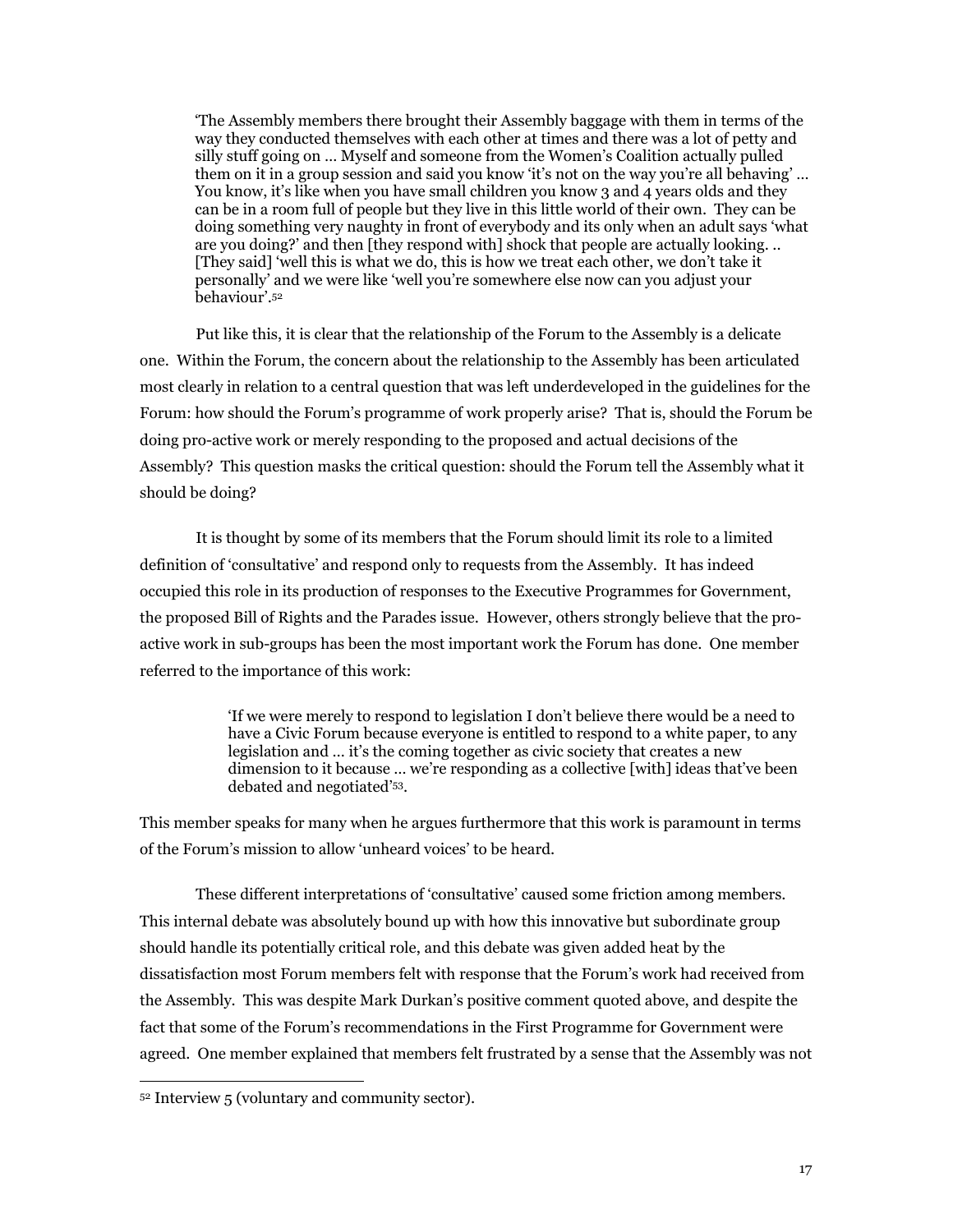> 'The Assembly members there brought their Assembly baggage with them in terms of the way they conducted themselves with each other at times and there was a lot of petty and silly stuff going on … Myself and someone from the Women's Coalition actually pulled them on it in a group session and said you know 'it's not on the way you're all behaving' … You know, it's like when you have small children you know 3 and 4 years olds and they can be in a room full of people but they live in this little world of their own. They can be doing something very naughty in front of everybody and its only when an adult says 'what are you doing?' and then [they respond with] shock that people are actually looking. .. [They said] 'well this is what we do, this is how we treat each other, we don't take it personally' and we were like 'well you're somewhere else now can you adjust your behaviour'.[52]

Put like this, it is clear that the relationship of the Forum to the Assembly is a delicate one. Within the Forum, the concern about the relationship to the Assembly has been articulated most clearly in relation to a central question that was left underdeveloped in the guidelines for the Forum: how should the Forum's programme of work properly arise? That is, should the Forum be doing pro-active work or merely responding to the proposed and actual decisions of the Assembly? This question masks the critical question: should the Forum tell the Assembly what it should be doing?

It is thought by some of its members that the Forum should limit its role to a limited definition of 'consultative' and respond only to requests from the Assembly. It has indeed occupied this role in its production of responses to the Executive Programmes for Government, the proposed Bill of Rights and the Parades issue. However, others strongly believe that the pro-active work in sub-groups has been the most important work the Forum has done. One member referred to the importance of this work:

> 'If we were merely to respond to legislation I don't believe there would be a need to have a Civic Forum because everyone is entitled to respond to a white paper, to any legislation and … it's the coming together as civic society that creates a new dimension to it because … we're responding as a collective [with] ideas that've been debated and negotiated'[53].

This member speaks for many when he argues furthermore that this work is paramount in terms of the Forum's mission to allow 'unheard voices' to be heard.

These different interpretations of 'consultative' caused some friction among members. This internal debate was absolutely bound up with how this innovative but subordinate group should handle its potentially critical role, and this debate was given added heat by the dissatisfaction most Forum members felt with response that the Forum's work had received from the Assembly. This was despite Mark Durkan's positive comment quoted above, and despite the fact that some of the Forum's recommendations in the First Programme for Government were agreed. One member explained that members felt frustrated by a sense that the Assembly was not

---

[52] Interview 5 (voluntary and community sector).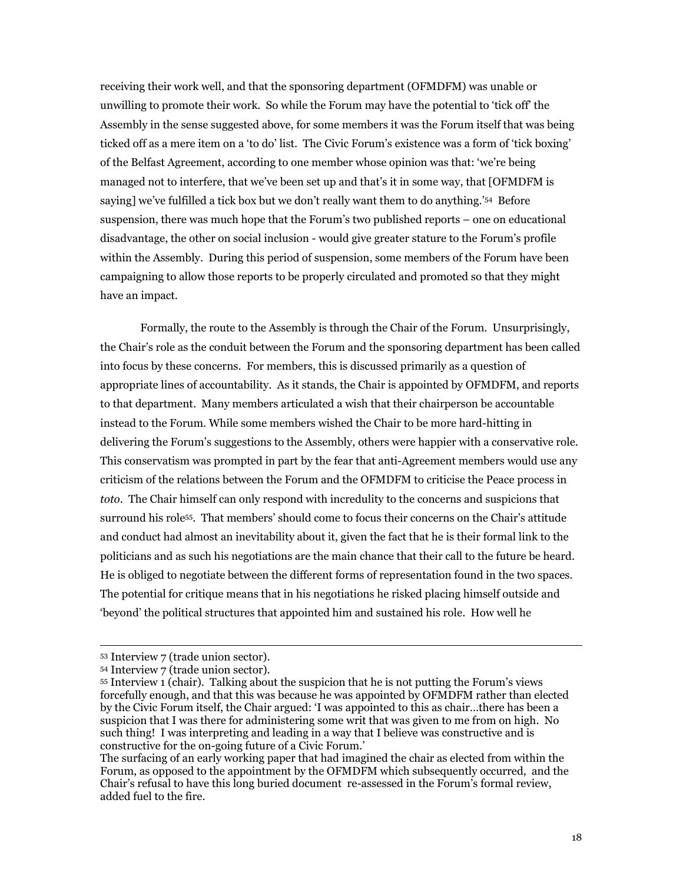receiving their work well, and that the sponsoring department (OFMDFM) was unable or unwilling to promote their work. So while the Forum may have the potential to 'tick off' the Assembly in the sense suggested above, for some members it was the Forum itself that was being ticked off as a mere item on a 'to do' list. The Civic Forum's existence was a form of 'tick boxing' of the Belfast Agreement, according to one member whose opinion was that: 'we're being managed not to interfere, that we've been set up and that's it in some way, that [OFMDFM is saying] we've fulfilled a tick box but we don't really want them to do anything.'[54] Before suspension, there was much hope that the Forum's two published reports – one on educational disadvantage, the other on social inclusion - would give greater stature to the Forum's profile within the Assembly. During this period of suspension, some members of the Forum have been campaigning to allow those reports to be properly circulated and promoted so that they might have an impact.

Formally, the route to the Assembly is through the Chair of the Forum. Unsurprisingly, the Chair's role as the conduit between the Forum and the sponsoring department has been called into focus by these concerns. For members, this is discussed primarily as a question of appropriate lines of accountability. As it stands, the Chair is appointed by OFMDFM, and reports to that department. Many members articulated a wish that their chairperson be accountable instead to the Forum. While some members wished the Chair to be more hard-hitting in delivering the Forum's suggestions to the Assembly, others were happier with a conservative role. This conservatism was prompted in part by the fear that anti-Agreement members would use any criticism of the relations between the Forum and the OFMDFM to criticise the Peace process in *toto*. The Chair himself can only respond with incredulity to the concerns and suspicions that surround his role[55]. That members' should come to focus their concerns on the Chair's attitude and conduct had almost an inevitability about it, given the fact that he is their formal link to the politicians and as such his negotiations are the main chance that their call to the future be heard. He is obliged to negotiate between the different forms of representation found in the two spaces. The potential for critique means that in his negotiations he risked placing himself outside and 'beyond' the political structures that appointed him and sustained his role. How well he

---

[53] Interview 7 (trade union sector).

[54] Interview 7 (trade union sector).

[55] Interview 1 (chair). Talking about the suspicion that he is not putting the Forum's views forcefully enough, and that this was because he was appointed by OFMDFM rather than elected by the Civic Forum itself, the Chair argued: 'I was appointed to this as chair…there has been a suspicion that I was there for administering some writ that was given to me from on high. No such thing! I was interpreting and leading in a way that I believe was constructive and is constructive for the on-going future of a Civic Forum.'

The surfacing of an early working paper that had imagined the chair as elected from within the Forum, as opposed to the appointment by the OFMDFM which subsequently occurred, and the Chair's refusal to have this long buried document re-assessed in the Forum's formal review, added fuel to the fire.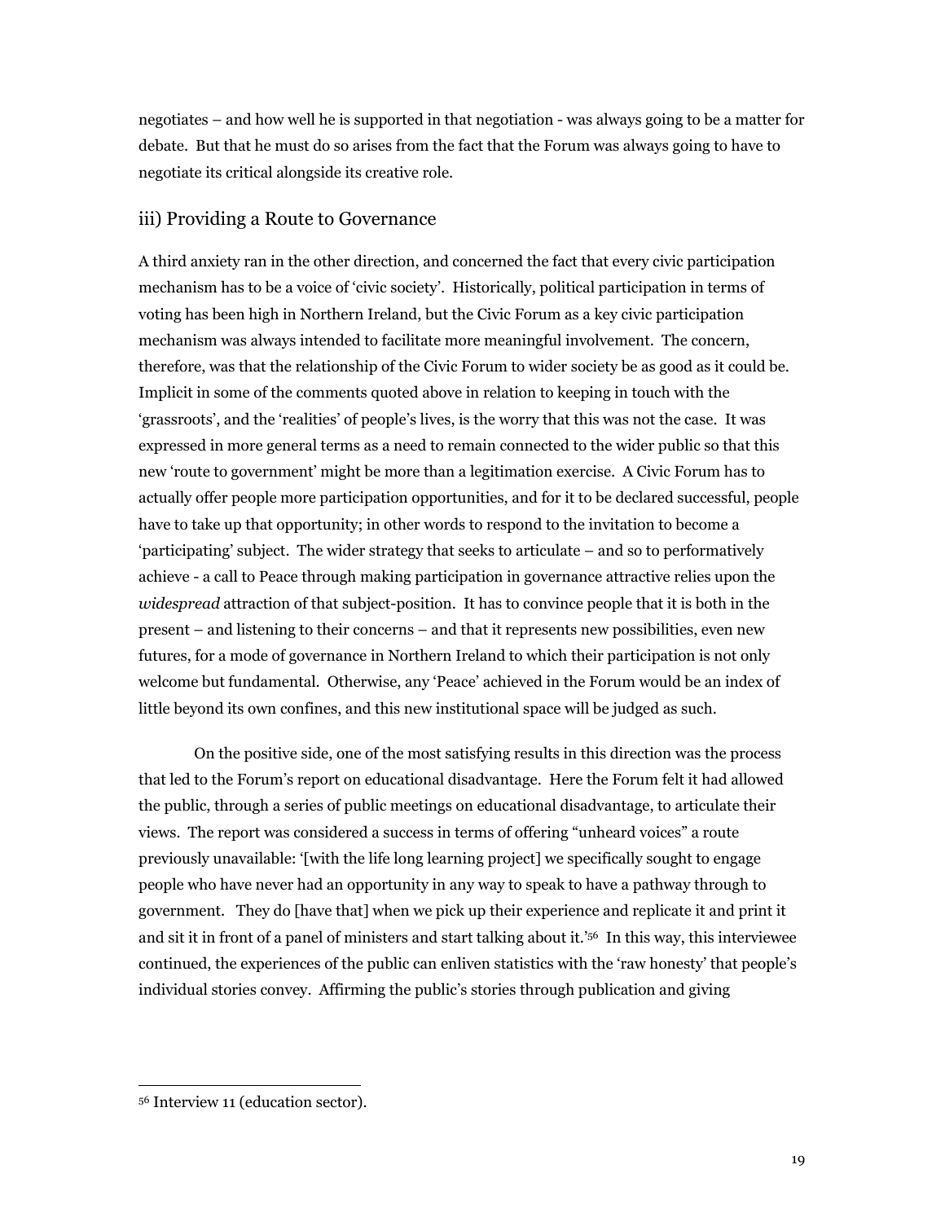negotiates – and how well he is supported in that negotiation - was always going to be a matter for debate. But that he must do so arises from the fact that the Forum was always going to have to negotiate its critical alongside its creative role.

## iii) Providing a Route to Governance

A third anxiety ran in the other direction, and concerned the fact that every civic participation mechanism has to be a voice of 'civic society'. Historically, political participation in terms of voting has been high in Northern Ireland, but the Civic Forum as a key civic participation mechanism was always intended to facilitate more meaningful involvement. The concern, therefore, was that the relationship of the Civic Forum to wider society be as good as it could be. Implicit in some of the comments quoted above in relation to keeping in touch with the 'grassroots', and the 'realities' of people's lives, is the worry that this was not the case. It was expressed in more general terms as a need to remain connected to the wider public so that this new 'route to government' might be more than a legitimation exercise. A Civic Forum has to actually offer people more participation opportunities, and for it to be declared successful, people have to take up that opportunity; in other words to respond to the invitation to become a 'participating' subject. The wider strategy that seeks to articulate – and so to performatively achieve - a call to Peace through making participation in governance attractive relies upon the *widespread* attraction of that subject-position. It has to convince people that it is both in the present – and listening to their concerns – and that it represents new possibilities, even new futures, for a mode of governance in Northern Ireland to which their participation is not only welcome but fundamental. Otherwise, any 'Peace' achieved in the Forum would be an index of little beyond its own confines, and this new institutional space will be judged as such.

On the positive side, one of the most satisfying results in this direction was the process that led to the Forum's report on educational disadvantage. Here the Forum felt it had allowed the public, through a series of public meetings on educational disadvantage, to articulate their views. The report was considered a success in terms of offering "unheard voices" a route previously unavailable: '[with the life long learning project] we specifically sought to engage people who have never had an opportunity in any way to speak to have a pathway through to government. They do [have that] when we pick up their experience and replicate it and print it and sit it in front of a panel of ministers and start talking about it.'[56] In this way, this interviewee continued, the experiences of the public can enliven statistics with the 'raw honesty' that people's individual stories convey. Affirming the public's stories through publication and giving

[56] Interview 11 (education sector).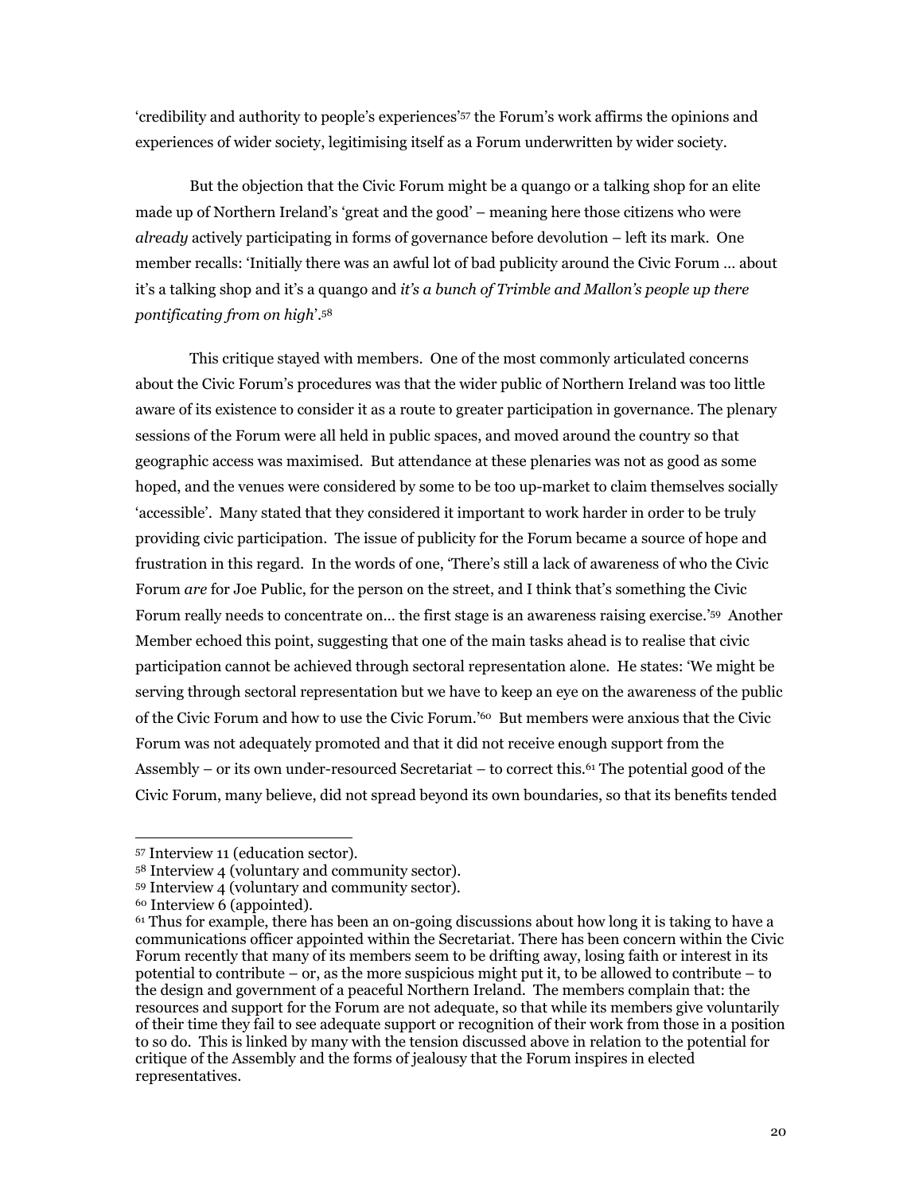'credibility and authority to people's experiences'[57] the Forum's work affirms the opinions and experiences of wider society, legitimising itself as a Forum underwritten by wider society.

But the objection that the Civic Forum might be a quango or a talking shop for an elite made up of Northern Ireland's 'great and the good' – meaning here those citizens who were *already* actively participating in forms of governance before devolution – left its mark. One member recalls: 'Initially there was an awful lot of bad publicity around the Civic Forum … about it's a talking shop and it's a quango and *it's a bunch of Trimble and Mallon's people up there pontificating from on high*'.[58]

This critique stayed with members. One of the most commonly articulated concerns about the Civic Forum's procedures was that the wider public of Northern Ireland was too little aware of its existence to consider it as a route to greater participation in governance. The plenary sessions of the Forum were all held in public spaces, and moved around the country so that geographic access was maximised. But attendance at these plenaries was not as good as some hoped, and the venues were considered by some to be too up-market to claim themselves socially 'accessible'. Many stated that they considered it important to work harder in order to be truly providing civic participation. The issue of publicity for the Forum became a source of hope and frustration in this regard. In the words of one, 'There's still a lack of awareness of who the Civic Forum *are* for Joe Public, for the person on the street, and I think that's something the Civic Forum really needs to concentrate on… the first stage is an awareness raising exercise.'[59] Another Member echoed this point, suggesting that one of the main tasks ahead is to realise that civic participation cannot be achieved through sectoral representation alone. He states: 'We might be serving through sectoral representation but we have to keep an eye on the awareness of the public of the Civic Forum and how to use the Civic Forum.'[60] But members were anxious that the Civic Forum was not adequately promoted and that it did not receive enough support from the Assembly – or its own under-resourced Secretariat – to correct this.[61] The potential good of the Civic Forum, many believe, did not spread beyond its own boundaries, so that its benefits tended

---

[57] Interview 11 (education sector).

[58] Interview 4 (voluntary and community sector).

[59] Interview 4 (voluntary and community sector).

[60] Interview 6 (appointed).

[61] Thus for example, there has been an on-going discussions about how long it is taking to have a communications officer appointed within the Secretariat. There has been concern within the Civic Forum recently that many of its members seem to be drifting away, losing faith or interest in its potential to contribute – or, as the more suspicious might put it, to be allowed to contribute – to the design and government of a peaceful Northern Ireland. The members complain that: the resources and support for the Forum are not adequate, so that while its members give voluntarily of their time they fail to see adequate support or recognition of their work from those in a position to so do. This is linked by many with the tension discussed above in relation to the potential for critique of the Assembly and the forms of jealousy that the Forum inspires in elected representatives.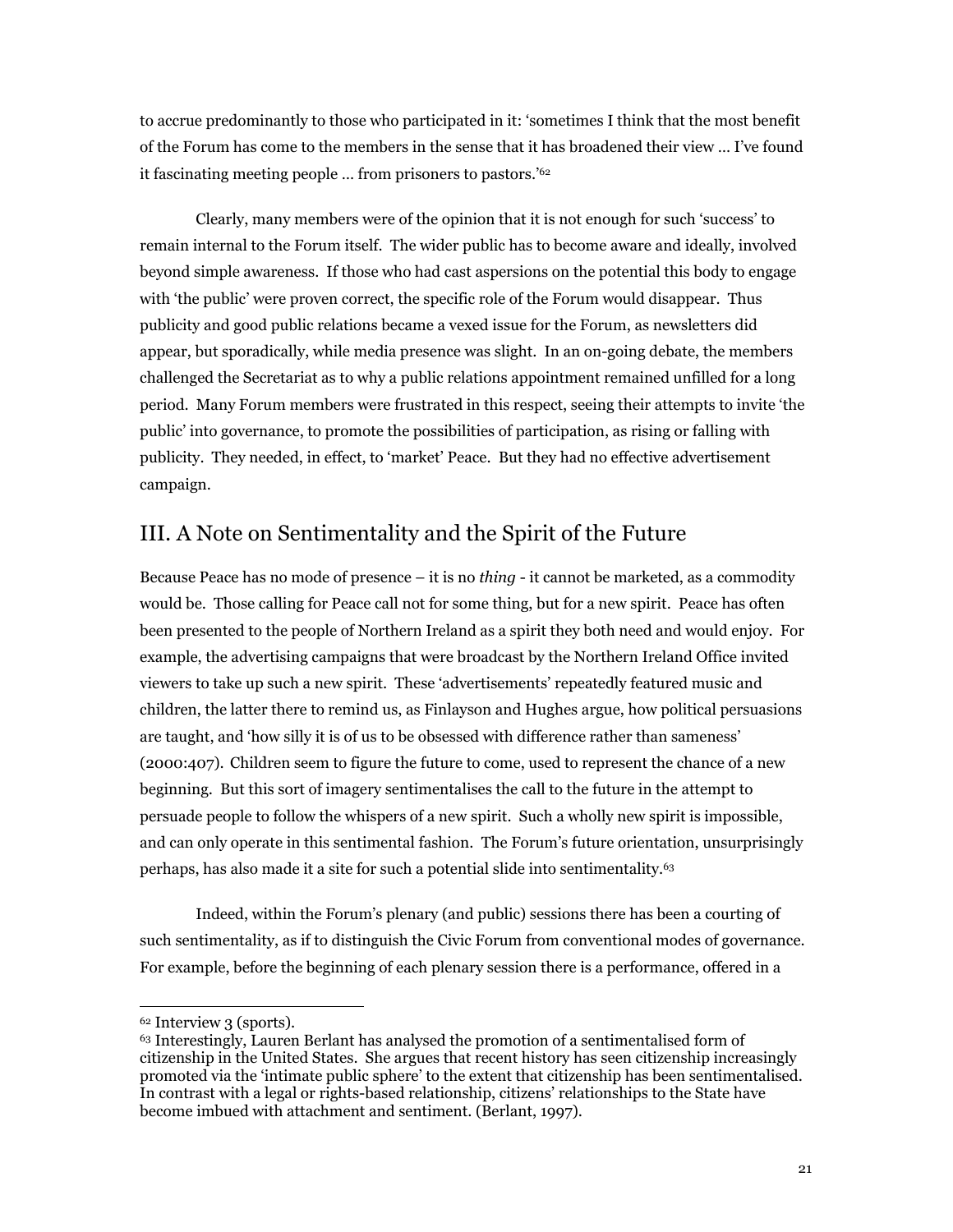to accrue predominantly to those who participated in it: 'sometimes I think that the most benefit of the Forum has come to the members in the sense that it has broadened their view … I've found it fascinating meeting people … from prisoners to pastors.'[62]

Clearly, many members were of the opinion that it is not enough for such 'success' to remain internal to the Forum itself. The wider public has to become aware and ideally, involved beyond simple awareness. If those who had cast aspersions on the potential this body to engage with 'the public' were proven correct, the specific role of the Forum would disappear. Thus publicity and good public relations became a vexed issue for the Forum, as newsletters did appear, but sporadically, while media presence was slight. In an on-going debate, the members challenged the Secretariat as to why a public relations appointment remained unfilled for a long period. Many Forum members were frustrated in this respect, seeing their attempts to invite 'the public' into governance, to promote the possibilities of participation, as rising or falling with publicity. They needed, in effect, to 'market' Peace. But they had no effective advertisement campaign.

## III. A Note on Sentimentality and the Spirit of the Future

Because Peace has no mode of presence – it is no *thing* - it cannot be marketed, as a commodity would be. Those calling for Peace call not for some thing, but for a new spirit. Peace has often been presented to the people of Northern Ireland as a spirit they both need and would enjoy. For example, the advertising campaigns that were broadcast by the Northern Ireland Office invited viewers to take up such a new spirit. These 'advertisements' repeatedly featured music and children, the latter there to remind us, as Finlayson and Hughes argue, how political persuasions are taught, and 'how silly it is of us to be obsessed with difference rather than sameness' (2000:407). Children seem to figure the future to come, used to represent the chance of a new beginning. But this sort of imagery sentimentalises the call to the future in the attempt to persuade people to follow the whispers of a new spirit. Such a wholly new spirit is impossible, and can only operate in this sentimental fashion. The Forum's future orientation, unsurprisingly perhaps, has also made it a site for such a potential slide into sentimentality.[63]

Indeed, within the Forum's plenary (and public) sessions there has been a courting of such sentimentality, as if to distinguish the Civic Forum from conventional modes of governance. For example, before the beginning of each plenary session there is a performance, offered in a

---

[62] Interview 3 (sports).

[63] Interestingly, Lauren Berlant has analysed the promotion of a sentimentalised form of citizenship in the United States. She argues that recent history has seen citizenship increasingly promoted via the 'intimate public sphere' to the extent that citizenship has been sentimentalised. In contrast with a legal or rights-based relationship, citizens' relationships to the State have become imbued with attachment and sentiment. (Berlant, 1997).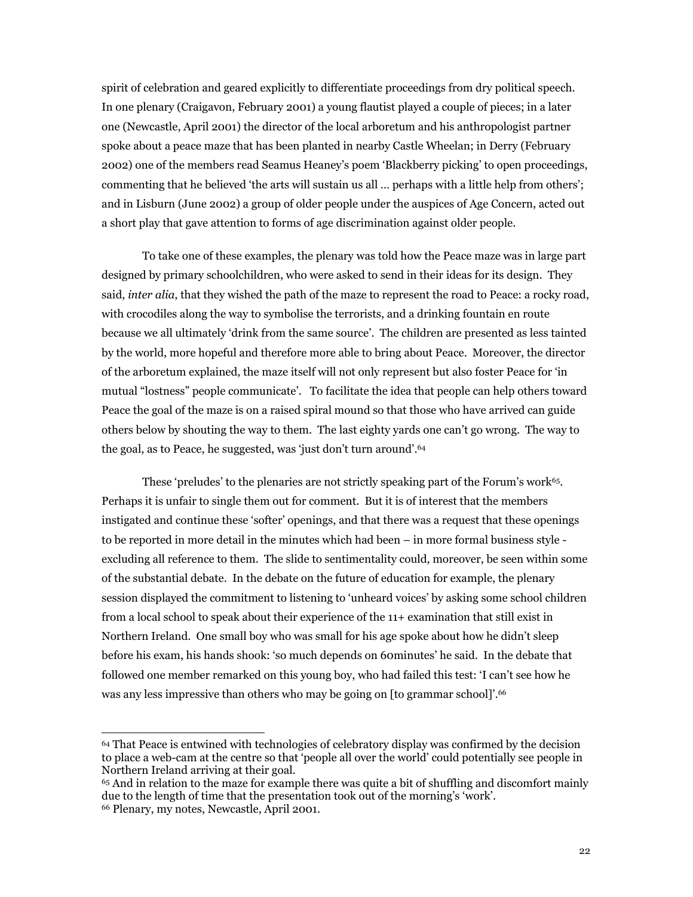spirit of celebration and geared explicitly to differentiate proceedings from dry political speech. In one plenary (Craigavon, February 2001) a young flautist played a couple of pieces; in a later one (Newcastle, April 2001) the director of the local arboretum and his anthropologist partner spoke about a peace maze that has been planted in nearby Castle Wheelan; in Derry (February 2002) one of the members read Seamus Heaney's poem 'Blackberry picking' to open proceedings, commenting that he believed 'the arts will sustain us all … perhaps with a little help from others'; and in Lisburn (June 2002) a group of older people under the auspices of Age Concern, acted out a short play that gave attention to forms of age discrimination against older people.

To take one of these examples, the plenary was told how the Peace maze was in large part designed by primary schoolchildren, who were asked to send in their ideas for its design. They said, *inter alia*, that they wished the path of the maze to represent the road to Peace: a rocky road, with crocodiles along the way to symbolise the terrorists, and a drinking fountain en route because we all ultimately 'drink from the same source'. The children are presented as less tainted by the world, more hopeful and therefore more able to bring about Peace. Moreover, the director of the arboretum explained, the maze itself will not only represent but also foster Peace for 'in mutual "lostness" people communicate'. To facilitate the idea that people can help others toward Peace the goal of the maze is on a raised spiral mound so that those who have arrived can guide others below by shouting the way to them. The last eighty yards one can't go wrong. The way to the goal, as to Peace, he suggested, was 'just don't turn around'.[64]

These 'preludes' to the plenaries are not strictly speaking part of the Forum's work[65]. Perhaps it is unfair to single them out for comment. But it is of interest that the members instigated and continue these 'softer' openings, and that there was a request that these openings to be reported in more detail in the minutes which had been – in more formal business style - excluding all reference to them. The slide to sentimentality could, moreover, be seen within some of the substantial debate. In the debate on the future of education for example, the plenary session displayed the commitment to listening to 'unheard voices' by asking some school children from a local school to speak about their experience of the 11+ examination that still exist in Northern Ireland. One small boy who was small for his age spoke about how he didn't sleep before his exam, his hands shook: 'so much depends on 60minutes' he said. In the debate that followed one member remarked on this young boy, who had failed this test: 'I can't see how he was any less impressive than others who may be going on [to grammar school]'.[66]

---

[64] That Peace is entwined with technologies of celebratory display was confirmed by the decision to place a web-cam at the centre so that 'people all over the world' could potentially see people in Northern Ireland arriving at their goal.

[65] And in relation to the maze for example there was quite a bit of shuffling and discomfort mainly due to the length of time that the presentation took out of the morning's 'work'.

[66] Plenary, my notes, Newcastle, April 2001.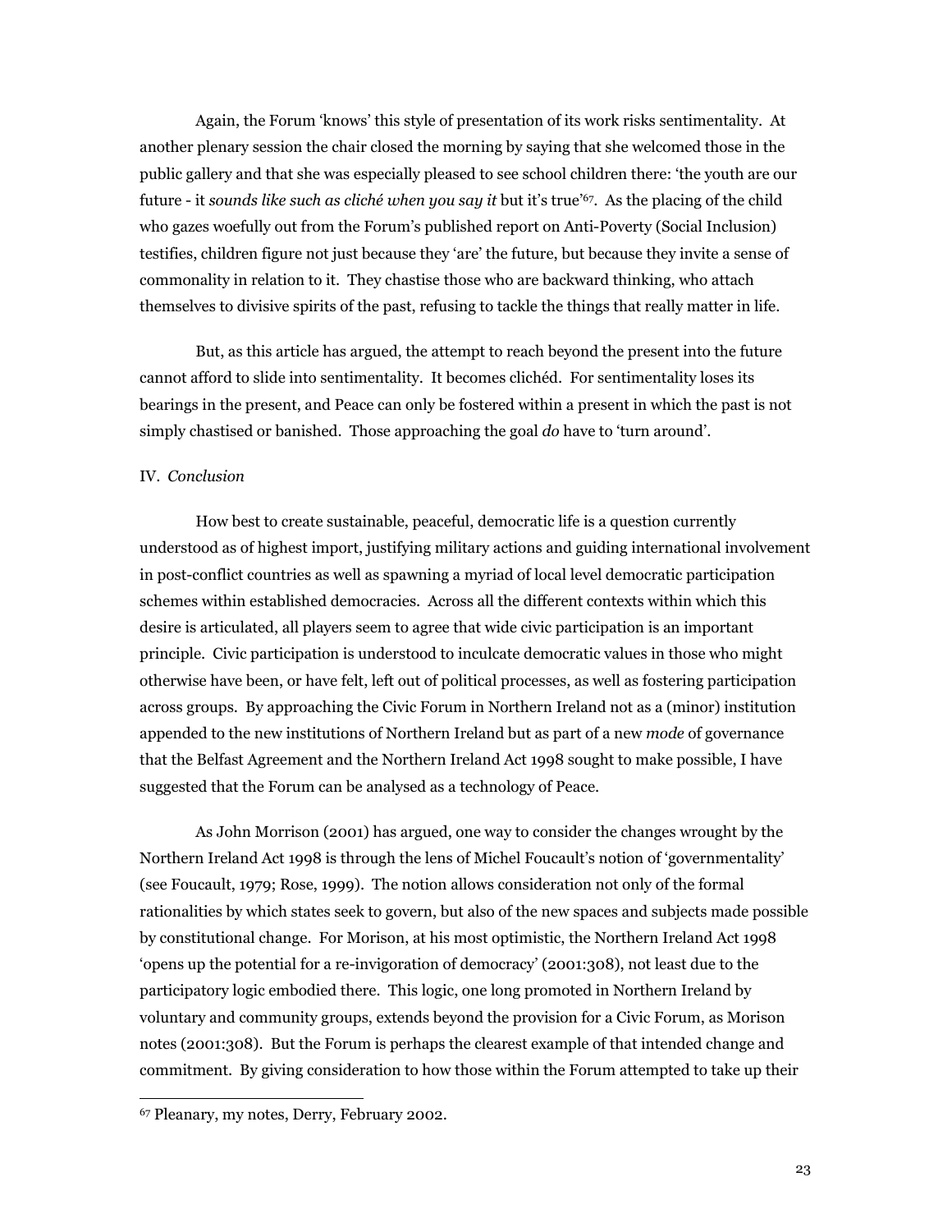Again, the Forum 'knows' this style of presentation of its work risks sentimentality. At another plenary session the chair closed the morning by saying that she welcomed those in the public gallery and that she was especially pleased to see school children there: 'the youth are our future - it *sounds like such as cliché when you say it* but it's true'[67]. As the placing of the child who gazes woefully out from the Forum's published report on Anti-Poverty (Social Inclusion) testifies, children figure not just because they 'are' the future, but because they invite a sense of commonality in relation to it. They chastise those who are backward thinking, who attach themselves to divisive spirits of the past, refusing to tackle the things that really matter in life.

But, as this article has argued, the attempt to reach beyond the present into the future cannot afford to slide into sentimentality. It becomes clichéd. For sentimentality loses its bearings in the present, and Peace can only be fostered within a present in which the past is not simply chastised or banished. Those approaching the goal *do* have to 'turn around'.

## IV. *Conclusion*

How best to create sustainable, peaceful, democratic life is a question currently understood as of highest import, justifying military actions and guiding international involvement in post-conflict countries as well as spawning a myriad of local level democratic participation schemes within established democracies. Across all the different contexts within which this desire is articulated, all players seem to agree that wide civic participation is an important principle. Civic participation is understood to inculcate democratic values in those who might otherwise have been, or have felt, left out of political processes, as well as fostering participation across groups. By approaching the Civic Forum in Northern Ireland not as a (minor) institution appended to the new institutions of Northern Ireland but as part of a new *mode* of governance that the Belfast Agreement and the Northern Ireland Act 1998 sought to make possible, I have suggested that the Forum can be analysed as a technology of Peace.

As John Morrison (2001) has argued, one way to consider the changes wrought by the Northern Ireland Act 1998 is through the lens of Michel Foucault's notion of 'governmentality' (see Foucault, 1979; Rose, 1999). The notion allows consideration not only of the formal rationalities by which states seek to govern, but also of the new spaces and subjects made possible by constitutional change. For Morison, at his most optimistic, the Northern Ireland Act 1998 'opens up the potential for a re-invigoration of democracy' (2001:308), not least due to the participatory logic embodied there. This logic, one long promoted in Northern Ireland by voluntary and community groups, extends beyond the provision for a Civic Forum, as Morison notes (2001:308). But the Forum is perhaps the clearest example of that intended change and commitment. By giving consideration to how those within the Forum attempted to take up their

---

[67] Pleanary, my notes, Derry, February 2002.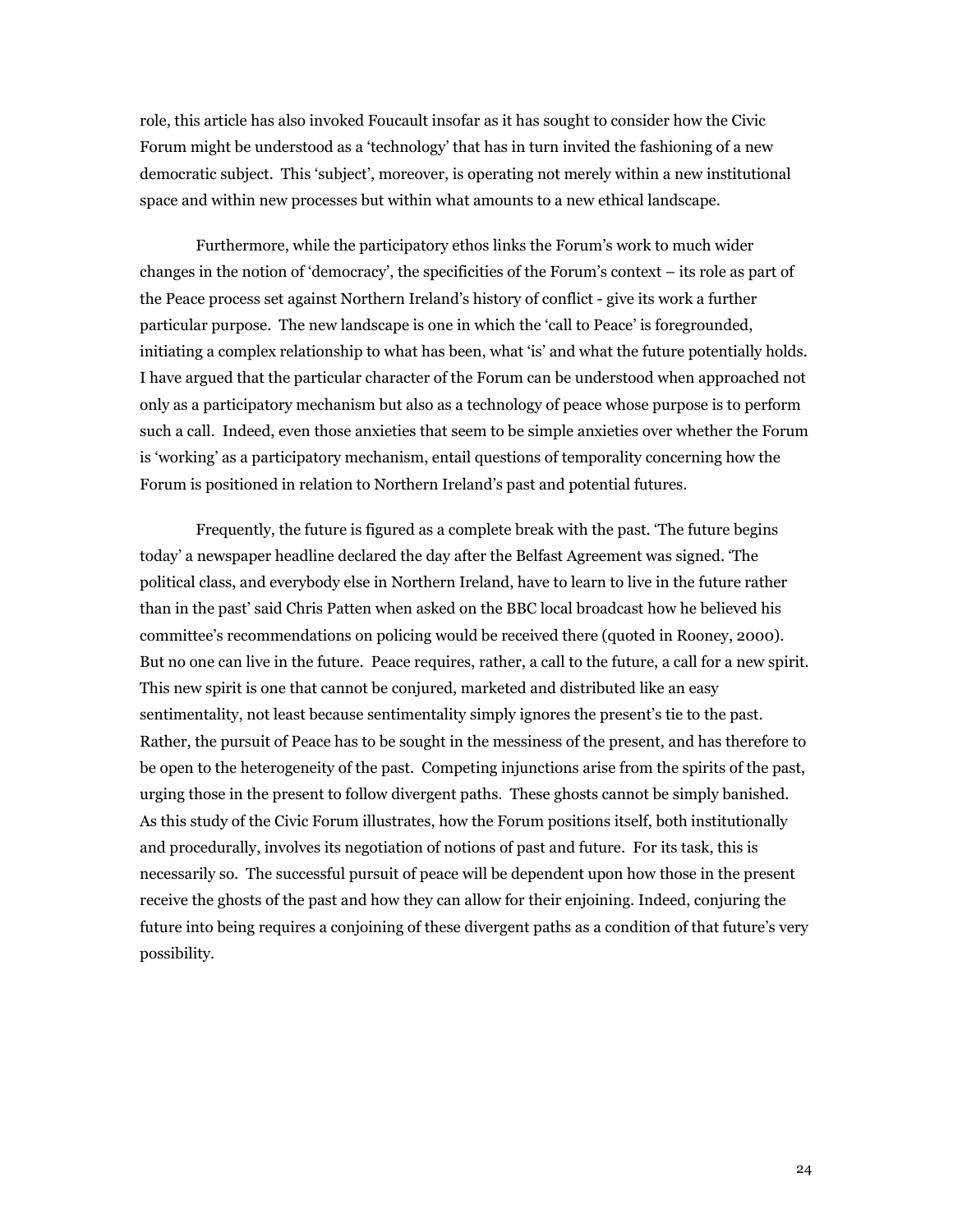role, this article has also invoked Foucault insofar as it has sought to consider how the Civic Forum might be understood as a 'technology' that has in turn invited the fashioning of a new democratic subject. This 'subject', moreover, is operating not merely within a new institutional space and within new processes but within what amounts to a new ethical landscape.

Furthermore, while the participatory ethos links the Forum's work to much wider changes in the notion of 'democracy', the specificities of the Forum's context – its role as part of the Peace process set against Northern Ireland's history of conflict - give its work a further particular purpose. The new landscape is one in which the 'call to Peace' is foregrounded, initiating a complex relationship to what has been, what 'is' and what the future potentially holds. I have argued that the particular character of the Forum can be understood when approached not only as a participatory mechanism but also as a technology of peace whose purpose is to perform such a call. Indeed, even those anxieties that seem to be simple anxieties over whether the Forum is 'working' as a participatory mechanism, entail questions of temporality concerning how the Forum is positioned in relation to Northern Ireland's past and potential futures.

Frequently, the future is figured as a complete break with the past. 'The future begins today' a newspaper headline declared the day after the Belfast Agreement was signed. 'The political class, and everybody else in Northern Ireland, have to learn to live in the future rather than in the past' said Chris Patten when asked on the BBC local broadcast how he believed his committee's recommendations on policing would be received there (quoted in Rooney, 2000). But no one can live in the future. Peace requires, rather, a call to the future, a call for a new spirit. This new spirit is one that cannot be conjured, marketed and distributed like an easy sentimentality, not least because sentimentality simply ignores the present's tie to the past. Rather, the pursuit of Peace has to be sought in the messiness of the present, and has therefore to be open to the heterogeneity of the past. Competing injunctions arise from the spirits of the past, urging those in the present to follow divergent paths. These ghosts cannot be simply banished. As this study of the Civic Forum illustrates, how the Forum positions itself, both institutionally and procedurally, involves its negotiation of notions of past and future. For its task, this is necessarily so. The successful pursuit of peace will be dependent upon how those in the present receive the ghosts of the past and how they can allow for their enjoining. Indeed, conjuring the future into being requires a conjoining of these divergent paths as a condition of that future's very possibility.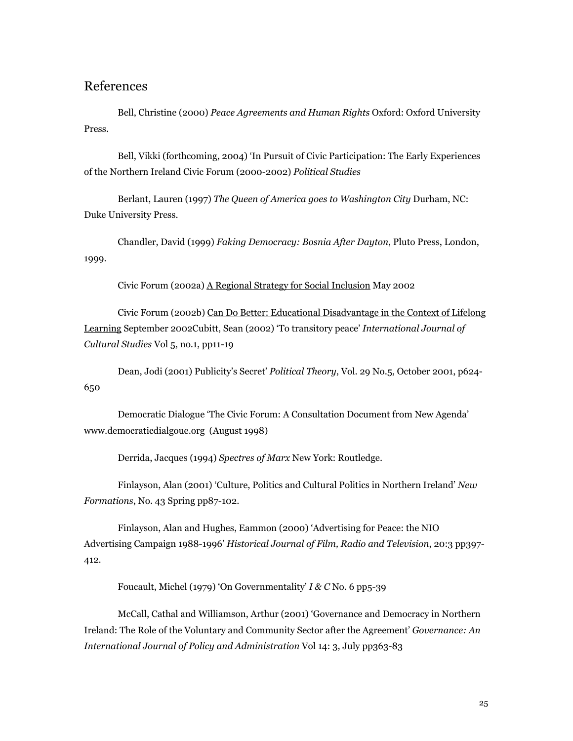## References

Bell, Christine (2000) *Peace Agreements and Human Rights* Oxford: Oxford University Press.

Bell, Vikki (forthcoming, 2004) 'In Pursuit of Civic Participation: The Early Experiences of the Northern Ireland Civic Forum (2000-2002) *Political Studies*

Berlant, Lauren (1997) *The Queen of America goes to Washington City* Durham, NC: Duke University Press.

Chandler, David (1999) *Faking Democracy: Bosnia After Dayton*, Pluto Press, London, 1999.

Civic Forum (2002a) <u>A Regional Strategy for Social Inclusion</u> May 2002

Civic Forum (2002b) <u>Can Do Better: Educational Disadvantage in the Context of Lifelong Learning</u> September 2002Cubitt, Sean (2002) 'To transitory peace' *International Journal of Cultural Studies* Vol 5, no.1, pp11-19

Dean, Jodi (2001) Publicity's Secret' *Political Theory*, Vol. 29 No.5, October 2001, p624-650

Democratic Dialogue 'The Civic Forum: A Consultation Document from New Agenda' www.democraticdialgoue.org (August 1998)

Derrida, Jacques (1994) *Spectres of Marx* New York: Routledge.

Finlayson, Alan (2001) 'Culture, Politics and Cultural Politics in Northern Ireland' *New Formations*, No. 43 Spring pp87-102.

Finlayson, Alan and Hughes, Eammon (2000) 'Advertising for Peace: the NIO Advertising Campaign 1988-1996' *Historical Journal of Film, Radio and Television*, 20:3 pp397-412.

Foucault, Michel (1979) 'On Governmentality' *I & C* No. 6 pp5-39

McCall, Cathal and Williamson, Arthur (2001) 'Governance and Democracy in Northern Ireland: The Role of the Voluntary and Community Sector after the Agreement' *Governance: An International Journal of Policy and Administration* Vol 14: 3, July pp363-83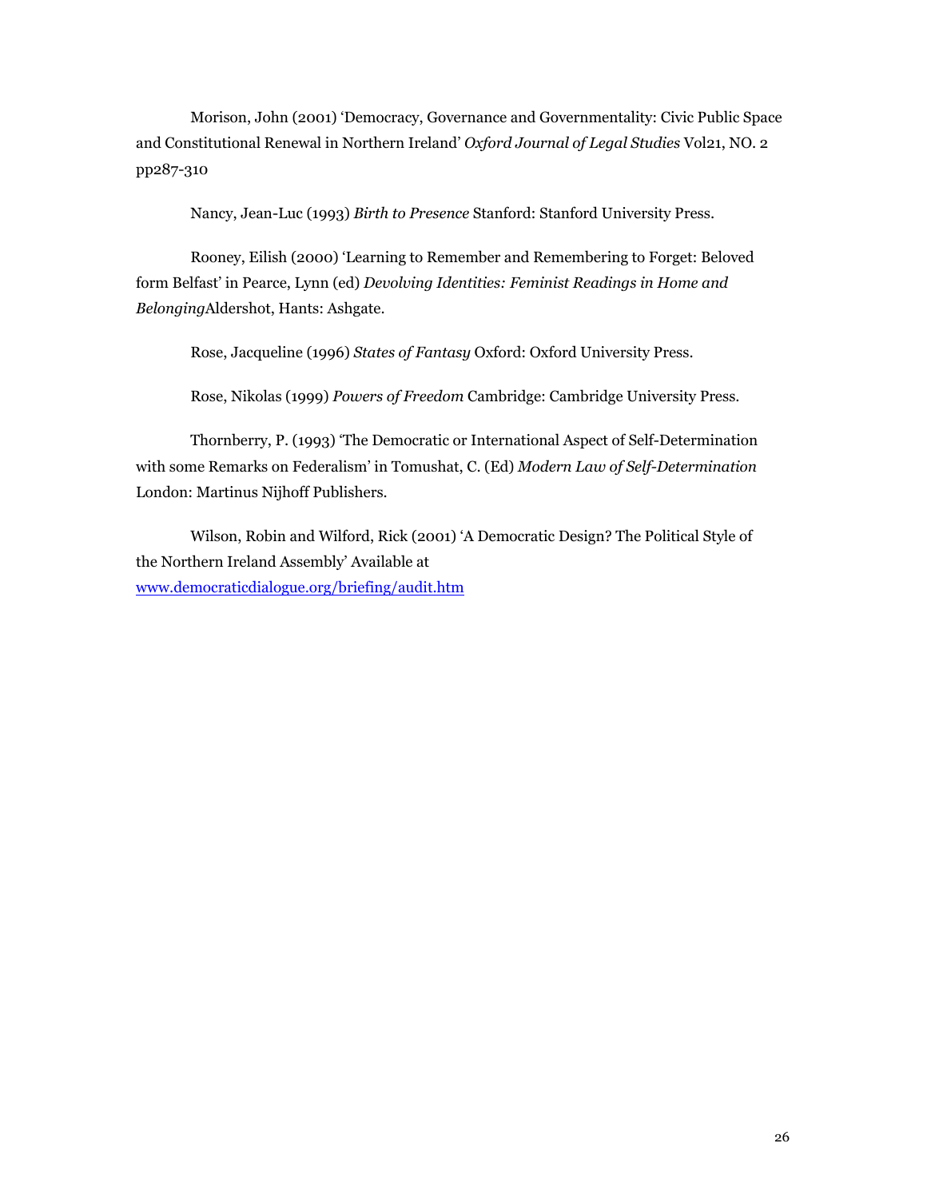Morison, John (2001) 'Democracy, Governance and Governmentality: Civic Public Space and Constitutional Renewal in Northern Ireland' *Oxford Journal of Legal Studies* Vol21, NO. 2 pp287-310

Nancy, Jean-Luc (1993) *Birth to Presence* Stanford: Stanford University Press.

Rooney, Eilish (2000) 'Learning to Remember and Remembering to Forget: Beloved form Belfast' in Pearce, Lynn (ed) *Devolving Identities: Feminist Readings in Home and Belonging*Aldershot, Hants: Ashgate.

Rose, Jacqueline (1996) *States of Fantasy* Oxford: Oxford University Press.

Rose, Nikolas (1999) *Powers of Freedom* Cambridge: Cambridge University Press.

Thornberry, P. (1993) 'The Democratic or International Aspect of Self-Determination with some Remarks on Federalism' in Tomushat, C. (Ed) *Modern Law of Self-Determination* London: Martinus Nijhoff Publishers.

Wilson, Robin and Wilford, Rick (2001) 'A Democratic Design? The Political Style of the Northern Ireland Assembly' Available at www.democraticdialogue.org/briefing/audit.htm